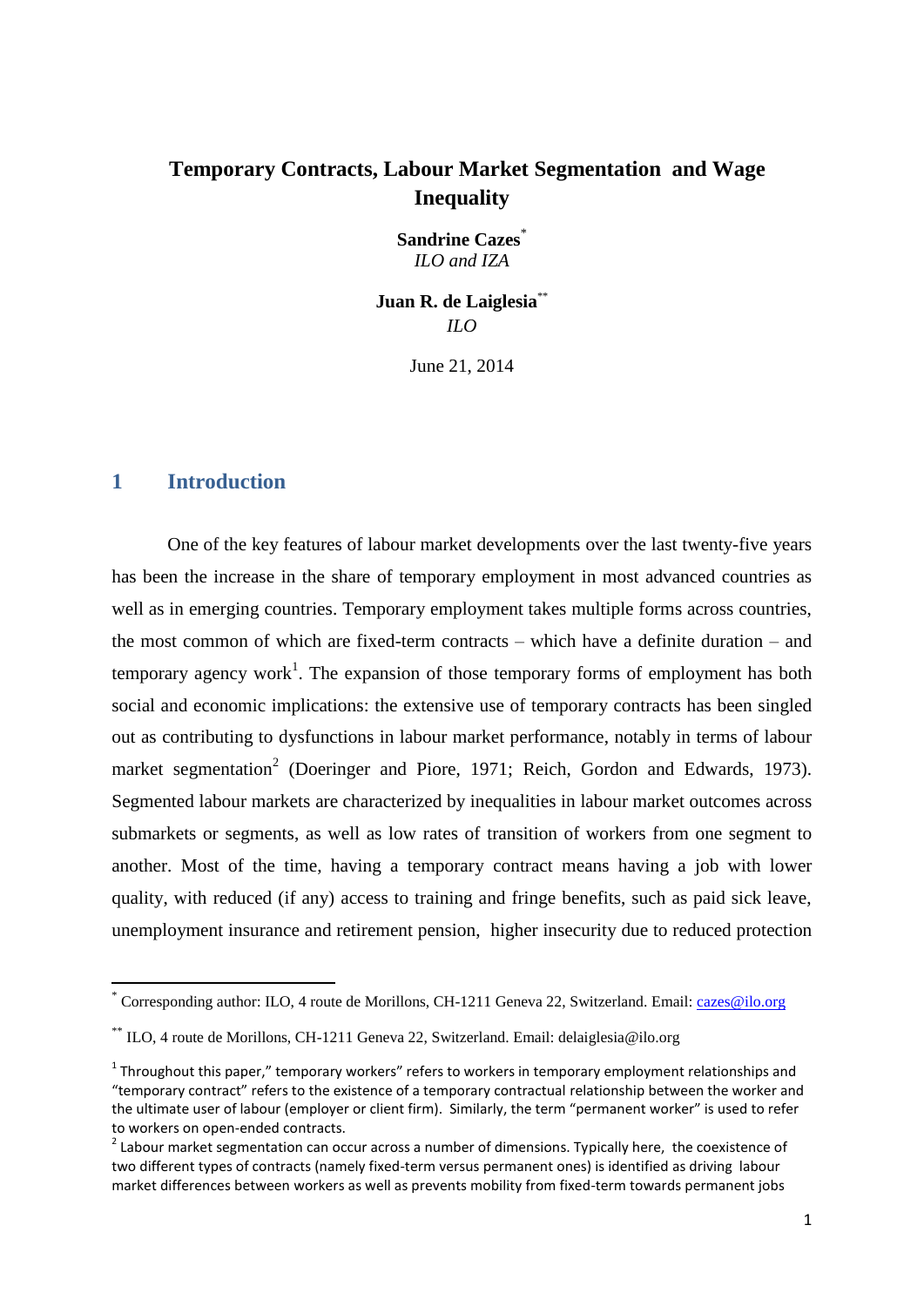# Temporary Contracts, Labour Market Segmentation and Wage Inequality

**Sandrine Cazes**[*]
*ILO and IZA*

**Juan R. de Laiglesia**[**]
*ILO*

June 21, 2014

## 1 Introduction

One of the key features of labour market developments over the last twenty-five years has been the increase in the share of temporary employment in most advanced countries as well as in emerging countries. Temporary employment takes multiple forms across countries, the most common of which are fixed-term contracts – which have a definite duration – and temporary agency work[1]. The expansion of those temporary forms of employment has both social and economic implications: the extensive use of temporary contracts has been singled out as contributing to dysfunctions in labour market performance, notably in terms of labour market segmentation[2] (Doeringer and Piore, 1971; Reich, Gordon and Edwards, 1973). Segmented labour markets are characterized by inequalities in labour market outcomes across submarkets or segments, as well as low rates of transition of workers from one segment to another. Most of the time, having a temporary contract means having a job with lower quality, with reduced (if any) access to training and fringe benefits, such as paid sick leave, unemployment insurance and retirement pension, higher insecurity due to reduced protection

---

[*] Corresponding author: ILO, 4 route de Morillons, CH-1211 Geneva 22, Switzerland. Email: cazes@ilo.org

[**] ILO, 4 route de Morillons, CH-1211 Geneva 22, Switzerland. Email: delaiglesia@ilo.org

[1] Throughout this paper," temporary workers" refers to workers in temporary employment relationships and "temporary contract" refers to the existence of a temporary contractual relationship between the worker and the ultimate user of labour (employer or client firm). Similarly, the term "permanent worker" is used to refer to workers on open-ended contracts.

[2] Labour market segmentation can occur across a number of dimensions. Typically here, the coexistence of two different types of contracts (namely fixed-term versus permanent ones) is identified as driving labour market differences between workers as well as prevents mobility from fixed-term towards permanent jobs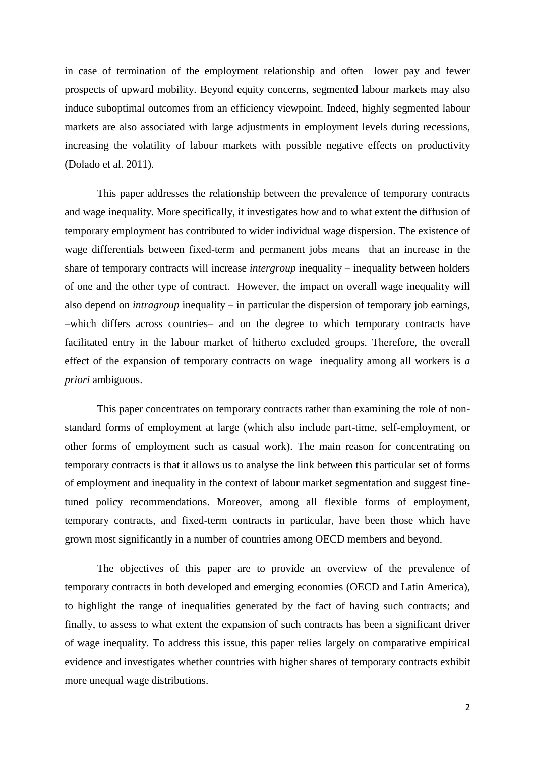in case of termination of the employment relationship and often lower pay and fewer prospects of upward mobility. Beyond equity concerns, segmented labour markets may also induce suboptimal outcomes from an efficiency viewpoint. Indeed, highly segmented labour markets are also associated with large adjustments in employment levels during recessions, increasing the volatility of labour markets with possible negative effects on productivity (Dolado et al. 2011).

This paper addresses the relationship between the prevalence of temporary contracts and wage inequality. More specifically, it investigates how and to what extent the diffusion of temporary employment has contributed to wider individual wage dispersion. The existence of wage differentials between fixed-term and permanent jobs means that an increase in the share of temporary contracts will increase *intergroup* inequality – inequality between holders of one and the other type of contract. However, the impact on overall wage inequality will also depend on *intragroup* inequality – in particular the dispersion of temporary job earnings, –which differs across countries– and on the degree to which temporary contracts have facilitated entry in the labour market of hitherto excluded groups. Therefore, the overall effect of the expansion of temporary contracts on wage inequality among all workers is *a priori* ambiguous.

This paper concentrates on temporary contracts rather than examining the role of non-standard forms of employment at large (which also include part-time, self-employment, or other forms of employment such as casual work). The main reason for concentrating on temporary contracts is that it allows us to analyse the link between this particular set of forms of employment and inequality in the context of labour market segmentation and suggest fine-tuned policy recommendations. Moreover, among all flexible forms of employment, temporary contracts, and fixed-term contracts in particular, have been those which have grown most significantly in a number of countries among OECD members and beyond.

The objectives of this paper are to provide an overview of the prevalence of temporary contracts in both developed and emerging economies (OECD and Latin America), to highlight the range of inequalities generated by the fact of having such contracts; and finally, to assess to what extent the expansion of such contracts has been a significant driver of wage inequality. To address this issue, this paper relies largely on comparative empirical evidence and investigates whether countries with higher shares of temporary contracts exhibit more unequal wage distributions.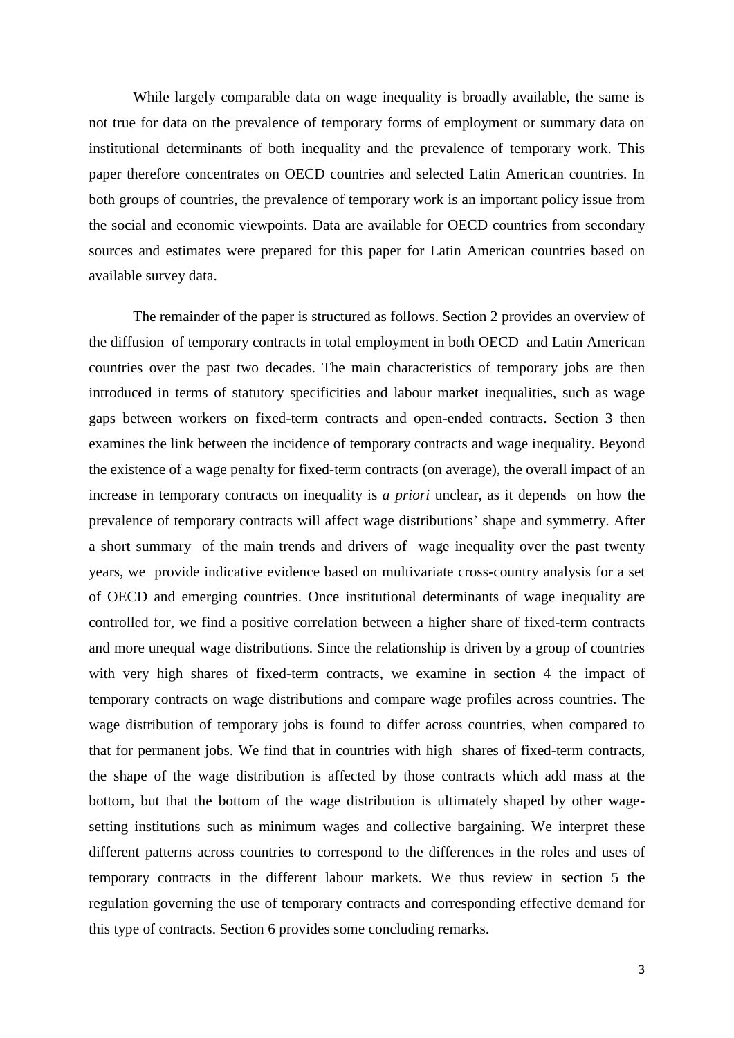While largely comparable data on wage inequality is broadly available, the same is not true for data on the prevalence of temporary forms of employment or summary data on institutional determinants of both inequality and the prevalence of temporary work. This paper therefore concentrates on OECD countries and selected Latin American countries. In both groups of countries, the prevalence of temporary work is an important policy issue from the social and economic viewpoints. Data are available for OECD countries from secondary sources and estimates were prepared for this paper for Latin American countries based on available survey data.

The remainder of the paper is structured as follows. Section 2 provides an overview of the diffusion of temporary contracts in total employment in both OECD and Latin American countries over the past two decades. The main characteristics of temporary jobs are then introduced in terms of statutory specificities and labour market inequalities, such as wage gaps between workers on fixed-term contracts and open-ended contracts. Section 3 then examines the link between the incidence of temporary contracts and wage inequality. Beyond the existence of a wage penalty for fixed-term contracts (on average), the overall impact of an increase in temporary contracts on inequality is *a priori* unclear, as it depends on how the prevalence of temporary contracts will affect wage distributions' shape and symmetry. After a short summary of the main trends and drivers of wage inequality over the past twenty years, we provide indicative evidence based on multivariate cross-country analysis for a set of OECD and emerging countries. Once institutional determinants of wage inequality are controlled for, we find a positive correlation between a higher share of fixed-term contracts and more unequal wage distributions. Since the relationship is driven by a group of countries with very high shares of fixed-term contracts, we examine in section 4 the impact of temporary contracts on wage distributions and compare wage profiles across countries. The wage distribution of temporary jobs is found to differ across countries, when compared to that for permanent jobs. We find that in countries with high shares of fixed-term contracts, the shape of the wage distribution is affected by those contracts which add mass at the bottom, but that the bottom of the wage distribution is ultimately shaped by other wage-setting institutions such as minimum wages and collective bargaining. We interpret these different patterns across countries to correspond to the differences in the roles and uses of temporary contracts in the different labour markets. We thus review in section 5 the regulation governing the use of temporary contracts and corresponding effective demand for this type of contracts. Section 6 provides some concluding remarks.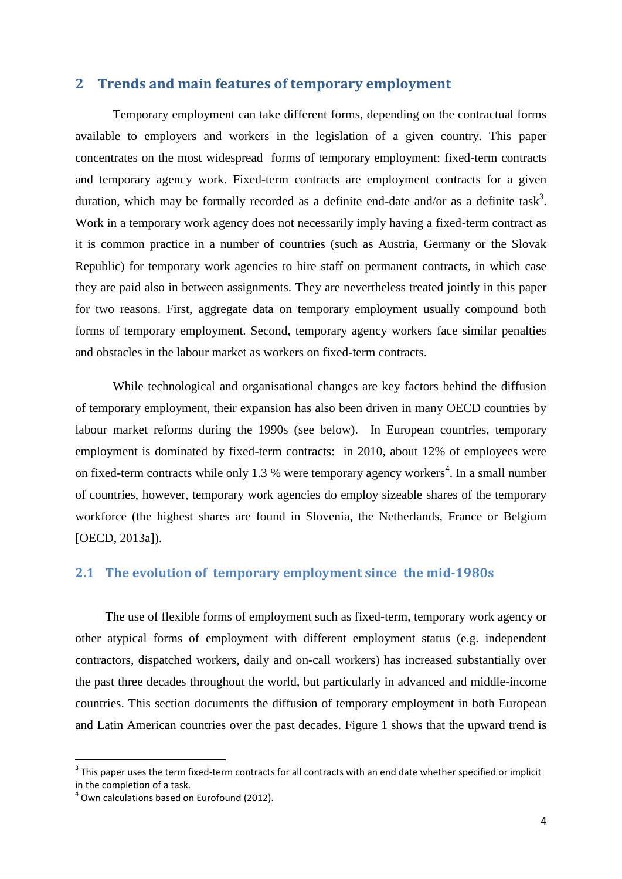## 2 Trends and main features of temporary employment

Temporary employment can take different forms, depending on the contractual forms available to employers and workers in the legislation of a given country. This paper concentrates on the most widespread forms of temporary employment: fixed-term contracts and temporary agency work. Fixed-term contracts are employment contracts for a given duration, which may be formally recorded as a definite end-date and/or as a definite task[3]. Work in a temporary work agency does not necessarily imply having a fixed-term contract as it is common practice in a number of countries (such as Austria, Germany or the Slovak Republic) for temporary work agencies to hire staff on permanent contracts, in which case they are paid also in between assignments. They are nevertheless treated jointly in this paper for two reasons. First, aggregate data on temporary employment usually compound both forms of temporary employment. Second, temporary agency workers face similar penalties and obstacles in the labour market as workers on fixed-term contracts.

While technological and organisational changes are key factors behind the diffusion of temporary employment, their expansion has also been driven in many OECD countries by labour market reforms during the 1990s (see below). In European countries, temporary employment is dominated by fixed-term contracts: in 2010, about 12% of employees were on fixed-term contracts while only 1.3 % were temporary agency workers[4]. In a small number of countries, however, temporary work agencies do employ sizeable shares of the temporary workforce (the highest shares are found in Slovenia, the Netherlands, France or Belgium [OECD, 2013a]).

### 2.1 The evolution of temporary employment since the mid-1980s

The use of flexible forms of employment such as fixed-term, temporary work agency or other atypical forms of employment with different employment status (e.g. independent contractors, dispatched workers, daily and on-call workers) has increased substantially over the past three decades throughout the world, but particularly in advanced and middle-income countries. This section documents the diffusion of temporary employment in both European and Latin American countries over the past decades. Figure 1 shows that the upward trend is

---

[3] This paper uses the term fixed-term contracts for all contracts with an end date whether specified or implicit in the completion of a task.

[4] Own calculations based on Eurofound (2012).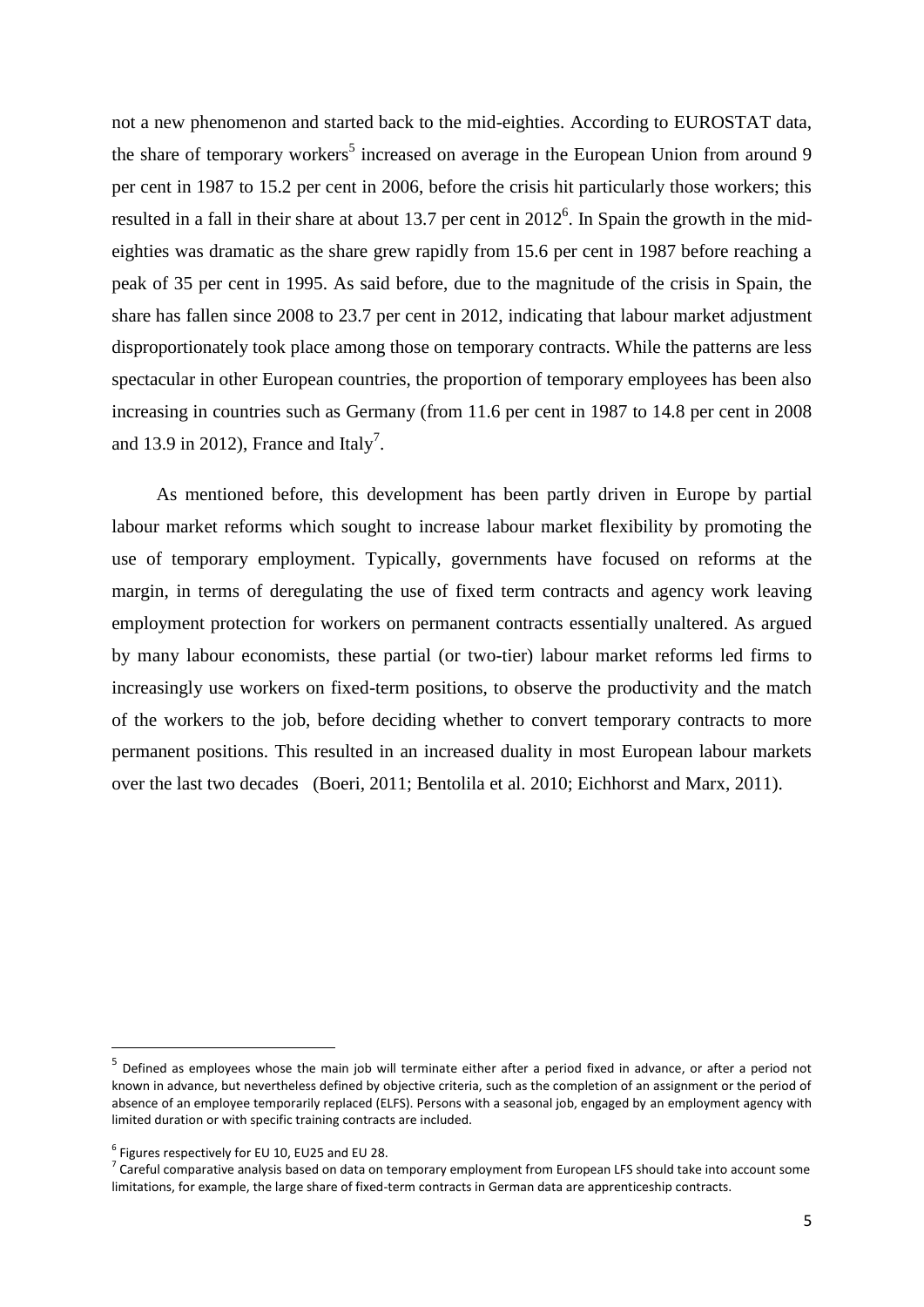not a new phenomenon and started back to the mid-eighties. According to EUROSTAT data, the share of temporary workers[5] increased on average in the European Union from around 9 per cent in 1987 to 15.2 per cent in 2006, before the crisis hit particularly those workers; this resulted in a fall in their share at about 13.7 per cent in 2012[6]. In Spain the growth in the mid-eighties was dramatic as the share grew rapidly from 15.6 per cent in 1987 before reaching a peak of 35 per cent in 1995. As said before, due to the magnitude of the crisis in Spain, the share has fallen since 2008 to 23.7 per cent in 2012, indicating that labour market adjustment disproportionately took place among those on temporary contracts. While the patterns are less spectacular in other European countries, the proportion of temporary employees has been also increasing in countries such as Germany (from 11.6 per cent in 1987 to 14.8 per cent in 2008 and 13.9 in 2012), France and Italy[7].

As mentioned before, this development has been partly driven in Europe by partial labour market reforms which sought to increase labour market flexibility by promoting the use of temporary employment. Typically, governments have focused on reforms at the margin, in terms of deregulating the use of fixed term contracts and agency work leaving employment protection for workers on permanent contracts essentially unaltered. As argued by many labour economists, these partial (or two-tier) labour market reforms led firms to increasingly use workers on fixed-term positions, to observe the productivity and the match of the workers to the job, before deciding whether to convert temporary contracts to more permanent positions. This resulted in an increased duality in most European labour markets over the last two decades (Boeri, 2011; Bentolila et al. 2010; Eichhorst and Marx, 2011).

---

[5] Defined as employees whose the main job will terminate either after a period fixed in advance, or after a period not known in advance, but nevertheless defined by objective criteria, such as the completion of an assignment or the period of absence of an employee temporarily replaced (ELFS). Persons with a seasonal job, engaged by an employment agency with limited duration or with specific training contracts are included.

[6] Figures respectively for EU 10, EU25 and EU 28.

[7] Careful comparative analysis based on data on temporary employment from European LFS should take into account some limitations, for example, the large share of fixed-term contracts in German data are apprenticeship contracts.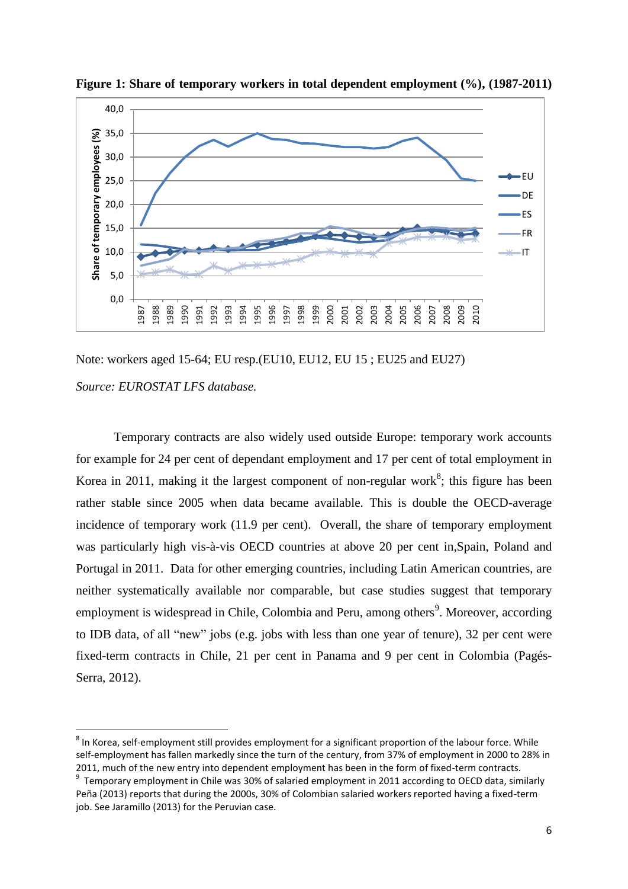**Figure 1: Share of temporary workers in total dependent employment (%), (1987-2011)**

Note: workers aged 15-64; EU resp.(EU10, EU12, EU 15 ; EU25 and EU27)

*Source: EUROSTAT LFS database.*

Temporary contracts are also widely used outside Europe: temporary work accounts for example for 24 per cent of dependant employment and 17 per cent of total employment in Korea in 2011, making it the largest component of non-regular work[8]; this figure has been rather stable since 2005 when data became available. This is double the OECD-average incidence of temporary work (11.9 per cent). Overall, the share of temporary employment was particularly high vis-à-vis OECD countries at above 20 per cent in,Spain, Poland and Portugal in 2011. Data for other emerging countries, including Latin American countries, are neither systematically available nor comparable, but case studies suggest that temporary employment is widespread in Chile, Colombia and Peru, among others[9]. Moreover, according to IDB data, of all "new" jobs (e.g. jobs with less than one year of tenure), 32 per cent were fixed-term contracts in Chile, 21 per cent in Panama and 9 per cent in Colombia (Pagés-Serra, 2012).

---

[8] In Korea, self-employment still provides employment for a significant proportion of the labour force. While self-employment has fallen markedly since the turn of the century, from 37% of employment in 2000 to 28% in 2011, much of the new entry into dependent employment has been in the form of fixed-term contracts.

[9] Temporary employment in Chile was 30% of salaried employment in 2011 according to OECD data, similarly Peña (2013) reports that during the 2000s, 30% of Colombian salaried workers reported having a fixed-term job. See Jaramillo (2013) for the Peruvian case.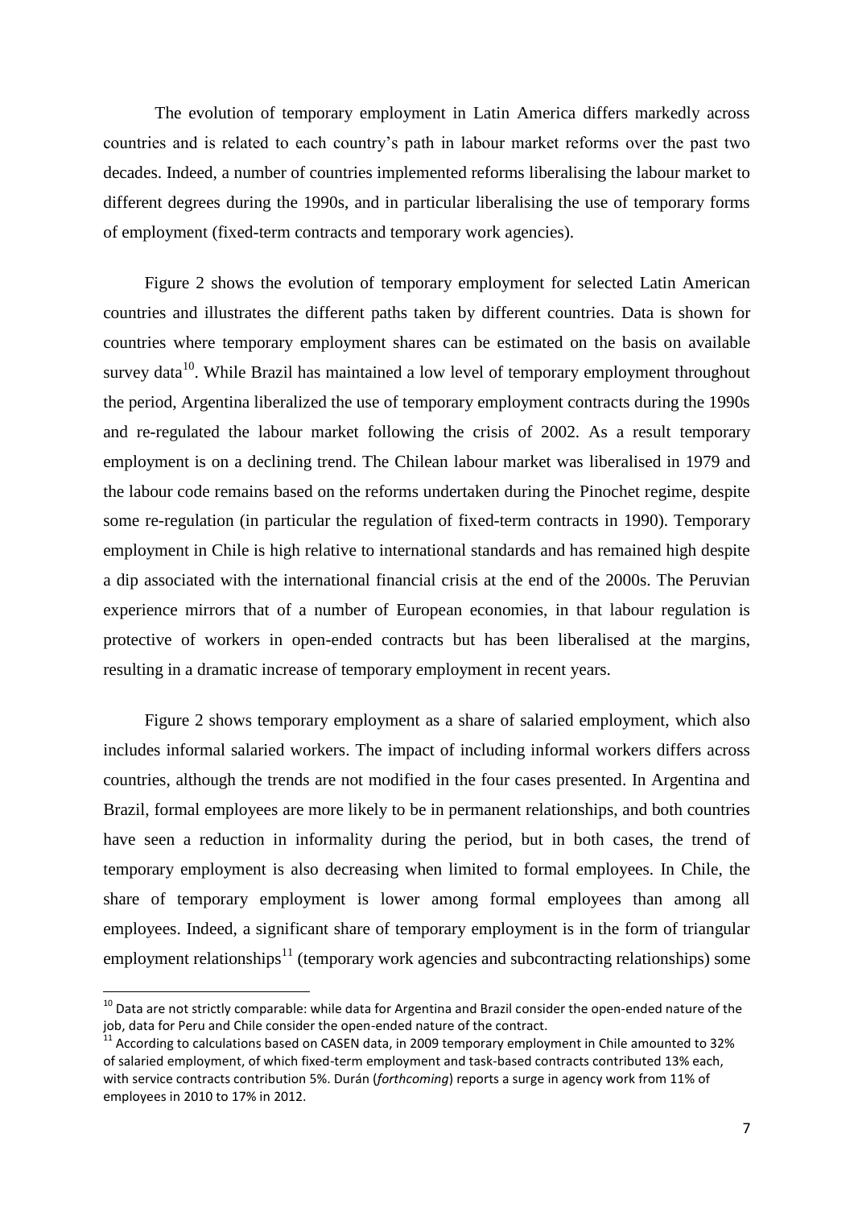The evolution of temporary employment in Latin America differs markedly across countries and is related to each country's path in labour market reforms over the past two decades. Indeed, a number of countries implemented reforms liberalising the labour market to different degrees during the 1990s, and in particular liberalising the use of temporary forms of employment (fixed-term contracts and temporary work agencies).

Figure 2 shows the evolution of temporary employment for selected Latin American countries and illustrates the different paths taken by different countries. Data is shown for countries where temporary employment shares can be estimated on the basis on available survey data[10]. While Brazil has maintained a low level of temporary employment throughout the period, Argentina liberalized the use of temporary employment contracts during the 1990s and re-regulated the labour market following the crisis of 2002. As a result temporary employment is on a declining trend. The Chilean labour market was liberalised in 1979 and the labour code remains based on the reforms undertaken during the Pinochet regime, despite some re-regulation (in particular the regulation of fixed-term contracts in 1990). Temporary employment in Chile is high relative to international standards and has remained high despite a dip associated with the international financial crisis at the end of the 2000s. The Peruvian experience mirrors that of a number of European economies, in that labour regulation is protective of workers in open-ended contracts but has been liberalised at the margins, resulting in a dramatic increase of temporary employment in recent years.

Figure 2 shows temporary employment as a share of salaried employment, which also includes informal salaried workers. The impact of including informal workers differs across countries, although the trends are not modified in the four cases presented. In Argentina and Brazil, formal employees are more likely to be in permanent relationships, and both countries have seen a reduction in informality during the period, but in both cases, the trend of temporary employment is also decreasing when limited to formal employees. In Chile, the share of temporary employment is lower among formal employees than among all employees. Indeed, a significant share of temporary employment is in the form of triangular employment relationships[11] (temporary work agencies and subcontracting relationships) some

---

[10] Data are not strictly comparable: while data for Argentina and Brazil consider the open-ended nature of the job, data for Peru and Chile consider the open-ended nature of the contract.

[11] According to calculations based on CASEN data, in 2009 temporary employment in Chile amounted to 32% of salaried employment, of which fixed-term employment and task-based contracts contributed 13% each, with service contracts contribution 5%. Durán (*forthcoming*) reports a surge in agency work from 11% of employees in 2010 to 17% in 2012.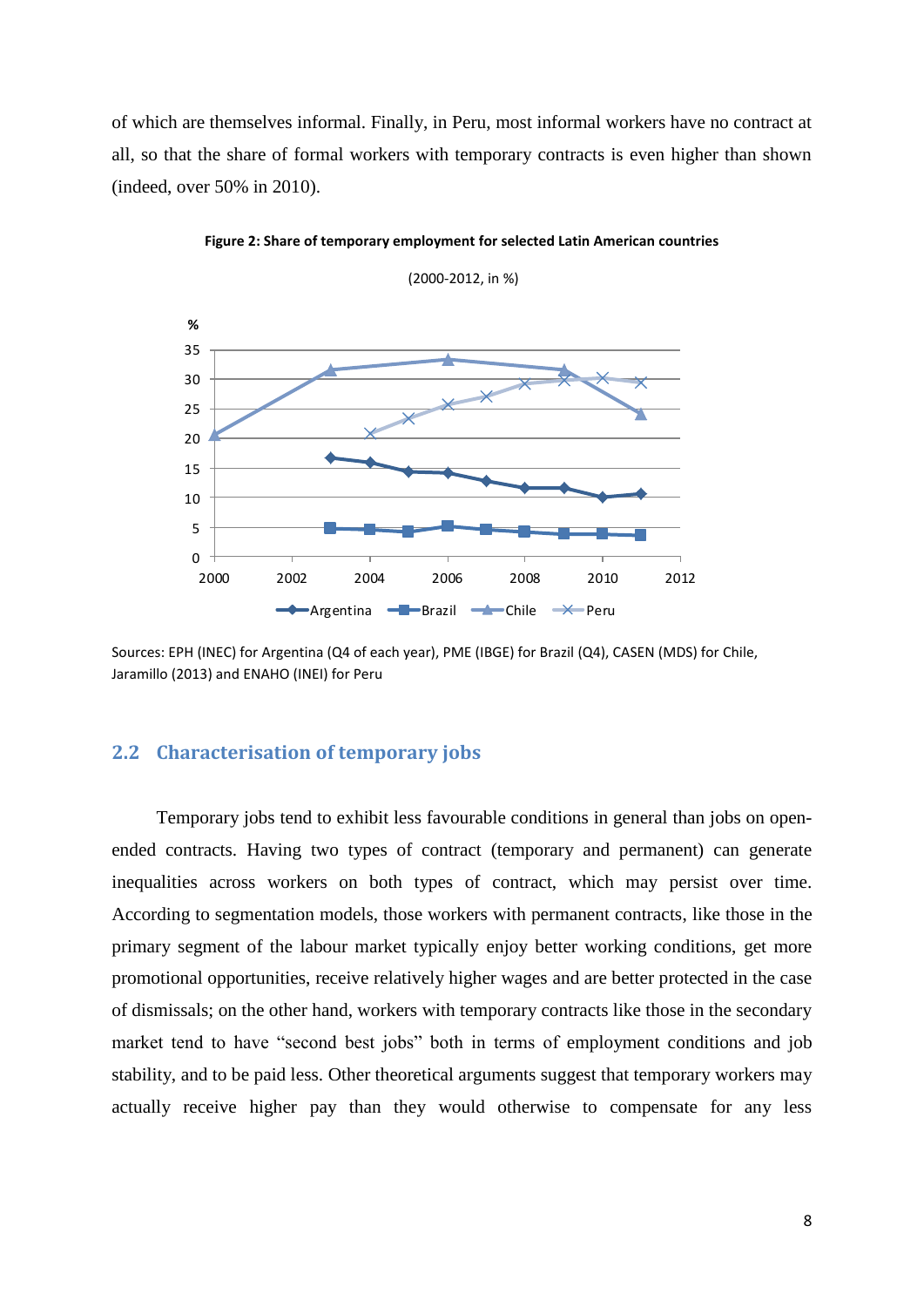of which are themselves informal. Finally, in Peru, most informal workers have no contract at all, so that the share of formal workers with temporary contracts is even higher than shown (indeed, over 50% in 2010).

**Figure 2: Share of temporary employment for selected Latin American countries**

(2000-2012, in %)

Sources: EPH (INEC) for Argentina (Q4 of each year), PME (IBGE) for Brazil (Q4), CASEN (MDS) for Chile, Jaramillo (2013) and ENAHO (INEI) for Peru

## 2.2 Characterisation of temporary jobs

Temporary jobs tend to exhibit less favourable conditions in general than jobs on open-ended contracts. Having two types of contract (temporary and permanent) can generate inequalities across workers on both types of contract, which may persist over time. According to segmentation models, those workers with permanent contracts, like those in the primary segment of the labour market typically enjoy better working conditions, get more promotional opportunities, receive relatively higher wages and are better protected in the case of dismissals; on the other hand, workers with temporary contracts like those in the secondary market tend to have "second best jobs" both in terms of employment conditions and job stability, and to be paid less. Other theoretical arguments suggest that temporary workers may actually receive higher pay than they would otherwise to compensate for any less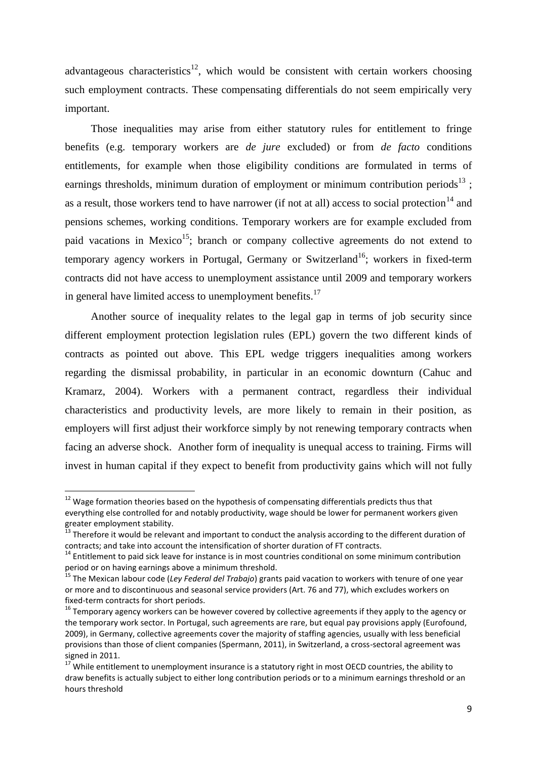advantageous characteristics[12], which would be consistent with certain workers choosing such employment contracts. These compensating differentials do not seem empirically very important.

Those inequalities may arise from either statutory rules for entitlement to fringe benefits (e.g. temporary workers are *de jure* excluded) or from *de facto* conditions entitlements, for example when those eligibility conditions are formulated in terms of earnings thresholds, minimum duration of employment or minimum contribution periods[13] ; as a result, those workers tend to have narrower (if not at all) access to social protection[14] and pensions schemes, working conditions. Temporary workers are for example excluded from paid vacations in Mexico[15]; branch or company collective agreements do not extend to temporary agency workers in Portugal, Germany or Switzerland[16]; workers in fixed-term contracts did not have access to unemployment assistance until 2009 and temporary workers in general have limited access to unemployment benefits.[17]

Another source of inequality relates to the legal gap in terms of job security since different employment protection legislation rules (EPL) govern the two different kinds of contracts as pointed out above. This EPL wedge triggers inequalities among workers regarding the dismissal probability, in particular in an economic downturn (Cahuc and Kramarz, 2004). Workers with a permanent contract, regardless their individual characteristics and productivity levels, are more likely to remain in their position, as employers will first adjust their workforce simply by not renewing temporary contracts when facing an adverse shock. Another form of inequality is unequal access to training. Firms will invest in human capital if they expect to benefit from productivity gains which will not fully

---

[12] Wage formation theories based on the hypothesis of compensating differentials predicts thus that everything else controlled for and notably productivity, wage should be lower for permanent workers given greater employment stability.

[13] Therefore it would be relevant and important to conduct the analysis according to the different duration of contracts; and take into account the intensification of shorter duration of FT contracts.

[14] Entitlement to paid sick leave for instance is in most countries conditional on some minimum contribution period or on having earnings above a minimum threshold.

[15] The Mexican labour code (*Ley Federal del Trabajo*) grants paid vacation to workers with tenure of one year or more and to discontinuous and seasonal service providers (Art. 76 and 77), which excludes workers on fixed-term contracts for short periods.

[16] Temporary agency workers can be however covered by collective agreements if they apply to the agency or the temporary work sector. In Portugal, such agreements are rare, but equal pay provisions apply (Eurofound, 2009), in Germany, collective agreements cover the majority of staffing agencies, usually with less beneficial provisions than those of client companies (Spermann, 2011), in Switzerland, a cross-sectoral agreement was signed in 2011.

[17] While entitlement to unemployment insurance is a statutory right in most OECD countries, the ability to draw benefits is actually subject to either long contribution periods or to a minimum earnings threshold or an hours threshold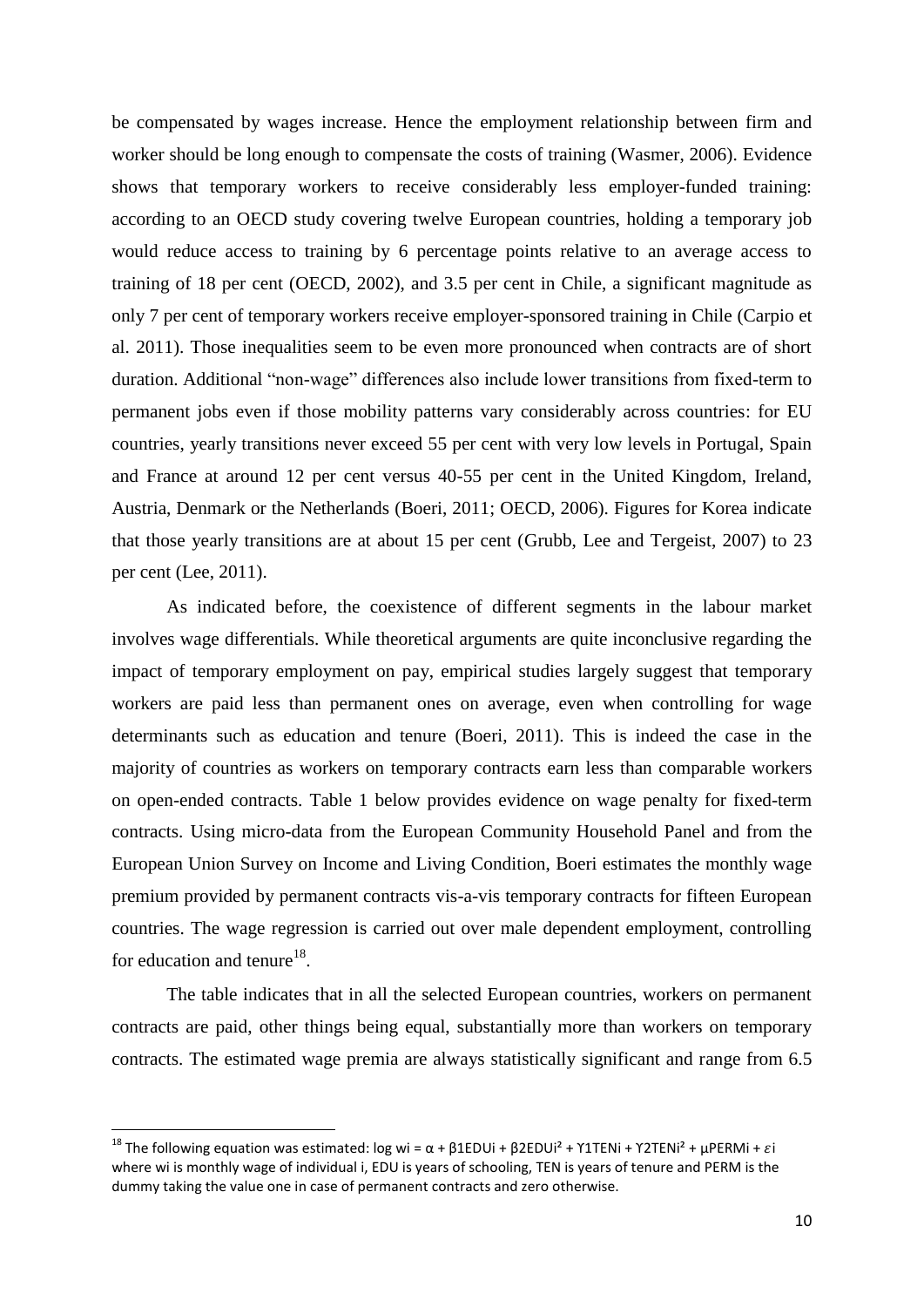be compensated by wages increase. Hence the employment relationship between firm and worker should be long enough to compensate the costs of training (Wasmer, 2006). Evidence shows that temporary workers to receive considerably less employer-funded training: according to an OECD study covering twelve European countries, holding a temporary job would reduce access to training by 6 percentage points relative to an average access to training of 18 per cent (OECD, 2002), and 3.5 per cent in Chile, a significant magnitude as only 7 per cent of temporary workers receive employer-sponsored training in Chile (Carpio et al. 2011). Those inequalities seem to be even more pronounced when contracts are of short duration. Additional "non-wage" differences also include lower transitions from fixed-term to permanent jobs even if those mobility patterns vary considerably across countries: for EU countries, yearly transitions never exceed 55 per cent with very low levels in Portugal, Spain and France at around 12 per cent versus 40-55 per cent in the United Kingdom, Ireland, Austria, Denmark or the Netherlands (Boeri, 2011; OECD, 2006). Figures for Korea indicate that those yearly transitions are at about 15 per cent (Grubb, Lee and Tergeist, 2007) to 23 per cent (Lee, 2011).

As indicated before, the coexistence of different segments in the labour market involves wage differentials. While theoretical arguments are quite inconclusive regarding the impact of temporary employment on pay, empirical studies largely suggest that temporary workers are paid less than permanent ones on average, even when controlling for wage determinants such as education and tenure (Boeri, 2011). This is indeed the case in the majority of countries as workers on temporary contracts earn less than comparable workers on open-ended contracts. Table 1 below provides evidence on wage penalty for fixed-term contracts. Using micro-data from the European Community Household Panel and from the European Union Survey on Income and Living Condition, Boeri estimates the monthly wage premium provided by permanent contracts vis-a-vis temporary contracts for fifteen European countries. The wage regression is carried out over male dependent employment, controlling for education and tenure[18].

The table indicates that in all the selected European countries, workers on permanent contracts are paid, other things being equal, substantially more than workers on temporary contracts. The estimated wage premia are always statistically significant and range from 6.5

---

[18] The following equation was estimated: $\log w_i = \alpha + \beta_1 EDU_i + \beta_2 EDU_i^2 + \Upsilon_1 TEN_i + \Upsilon_2 TEN_i^2 + \mu PERM_i + \varepsilon_i$ where $w_i$ is monthly wage of individual i, EDU is years of schooling, TEN is years of tenure and PERM is the dummy taking the value one in case of permanent contracts and zero otherwise.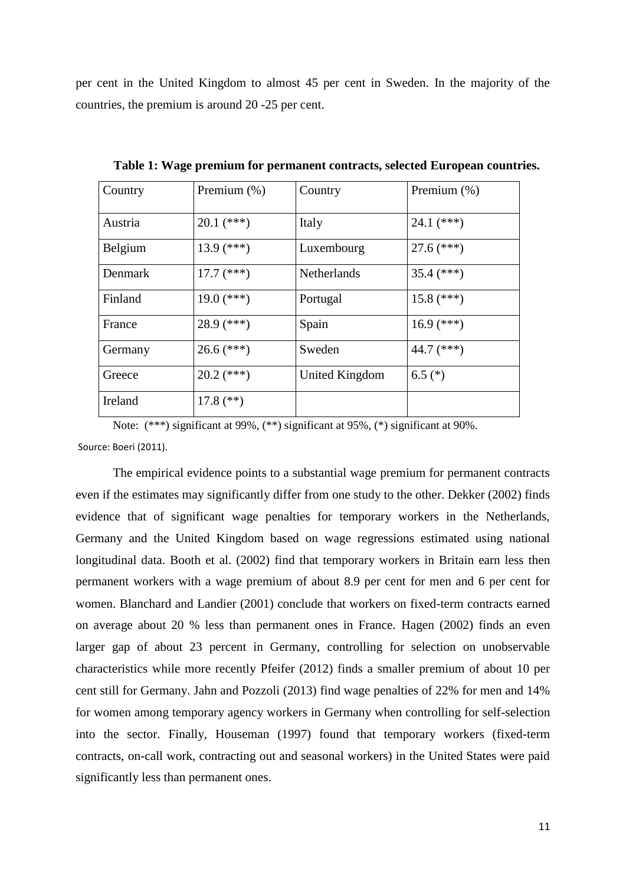per cent in the United Kingdom to almost 45 per cent in Sweden. In the majority of the countries, the premium is around 20 -25 per cent.

**Table 1: Wage premium for permanent contracts, selected European countries.**

| Country | Premium (%) | Country | Premium (%) |
|---|---|---|---|
| Austria | 20.1 (***) | Italy | 24.1 (***) |
| Belgium | 13.9 (***) | Luxembourg | 27.6 (***) |
| Denmark | 17.7 (***) | Netherlands | 35.4 (***) |
| Finland | 19.0 (***) | Portugal | 15.8 (***) |
| France | 28.9 (***) | Spain | 16.9 (***) |
| Germany | 26.6 (***) | Sweden | 44.7 (***) |
| Greece | 20.2 (***) | United Kingdom | 6.5 (*) |
| Ireland | 17.8 (**) | | |

Note: (***) significant at 99%, (**) significant at 95%, (*) significant at 90%.

Source: Boeri (2011).

The empirical evidence points to a substantial wage premium for permanent contracts even if the estimates may significantly differ from one study to the other. Dekker (2002) finds evidence that of significant wage penalties for temporary workers in the Netherlands, Germany and the United Kingdom based on wage regressions estimated using national longitudinal data. Booth et al. (2002) find that temporary workers in Britain earn less then permanent workers with a wage premium of about 8.9 per cent for men and 6 per cent for women. Blanchard and Landier (2001) conclude that workers on fixed-term contracts earned on average about 20 % less than permanent ones in France. Hagen (2002) finds an even larger gap of about 23 percent in Germany, controlling for selection on unobservable characteristics while more recently Pfeifer (2012) finds a smaller premium of about 10 per cent still for Germany. Jahn and Pozzoli (2013) find wage penalties of 22% for men and 14% for women among temporary agency workers in Germany when controlling for self-selection into the sector. Finally, Houseman (1997) found that temporary workers (fixed-term contracts, on-call work, contracting out and seasonal workers) in the United States were paid significantly less than permanent ones.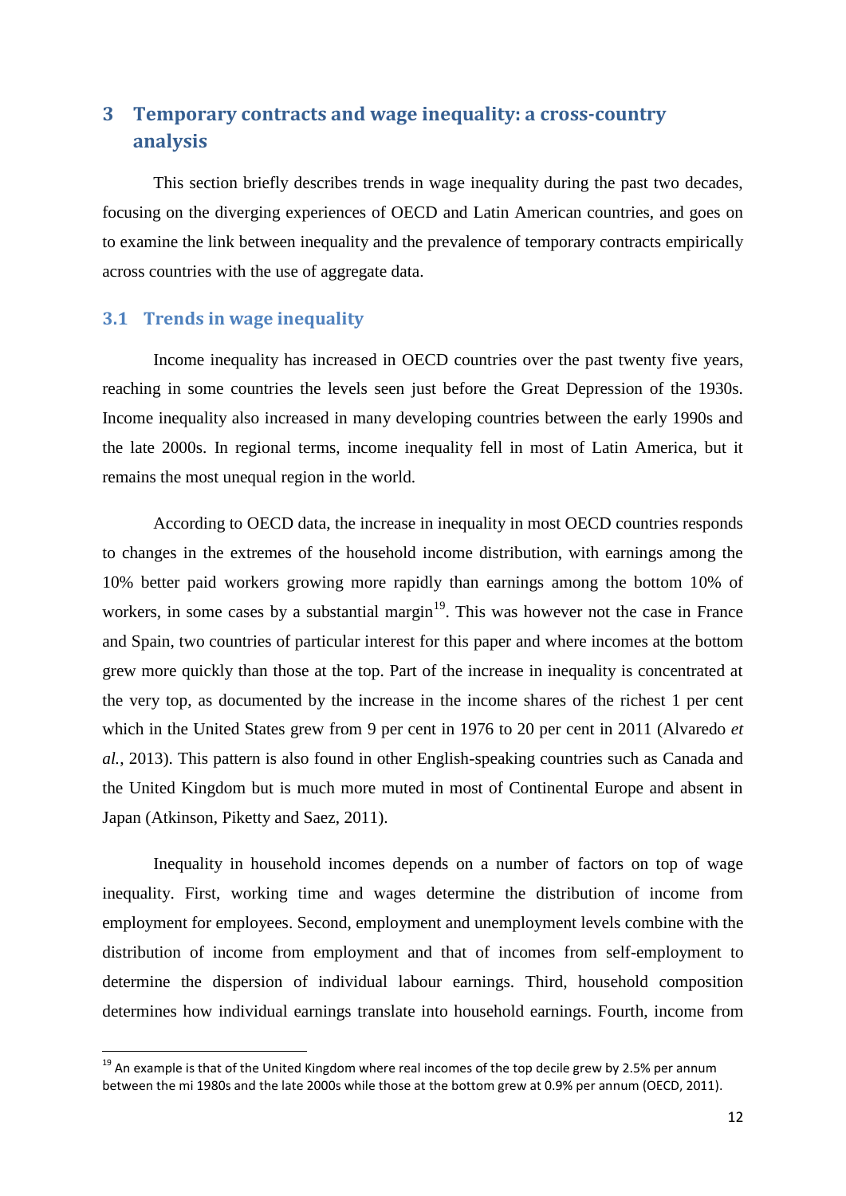# 3 Temporary contracts and wage inequality: a cross-country analysis

This section briefly describes trends in wage inequality during the past two decades, focusing on the diverging experiences of OECD and Latin American countries, and goes on to examine the link between inequality and the prevalence of temporary contracts empirically across countries with the use of aggregate data.

## 3.1 Trends in wage inequality

Income inequality has increased in OECD countries over the past twenty five years, reaching in some countries the levels seen just before the Great Depression of the 1930s. Income inequality also increased in many developing countries between the early 1990s and the late 2000s. In regional terms, income inequality fell in most of Latin America, but it remains the most unequal region in the world.

According to OECD data, the increase in inequality in most OECD countries responds to changes in the extremes of the household income distribution, with earnings among the 10% better paid workers growing more rapidly than earnings among the bottom 10% of workers, in some cases by a substantial margin[19]. This was however not the case in France and Spain, two countries of particular interest for this paper and where incomes at the bottom grew more quickly than those at the top. Part of the increase in inequality is concentrated at the very top, as documented by the increase in the income shares of the richest 1 per cent which in the United States grew from 9 per cent in 1976 to 20 per cent in 2011 (Alvaredo *et al.*, 2013). This pattern is also found in other English-speaking countries such as Canada and the United Kingdom but is much more muted in most of Continental Europe and absent in Japan (Atkinson, Piketty and Saez, 2011).

Inequality in household incomes depends on a number of factors on top of wage inequality. First, working time and wages determine the distribution of income from employment for employees. Second, employment and unemployment levels combine with the distribution of income from employment and that of incomes from self-employment to determine the dispersion of individual labour earnings. Third, household composition determines how individual earnings translate into household earnings. Fourth, income from

---

[19] An example is that of the United Kingdom where real incomes of the top decile grew by 2.5% per annum between the mi 1980s and the late 2000s while those at the bottom grew at 0.9% per annum (OECD, 2011).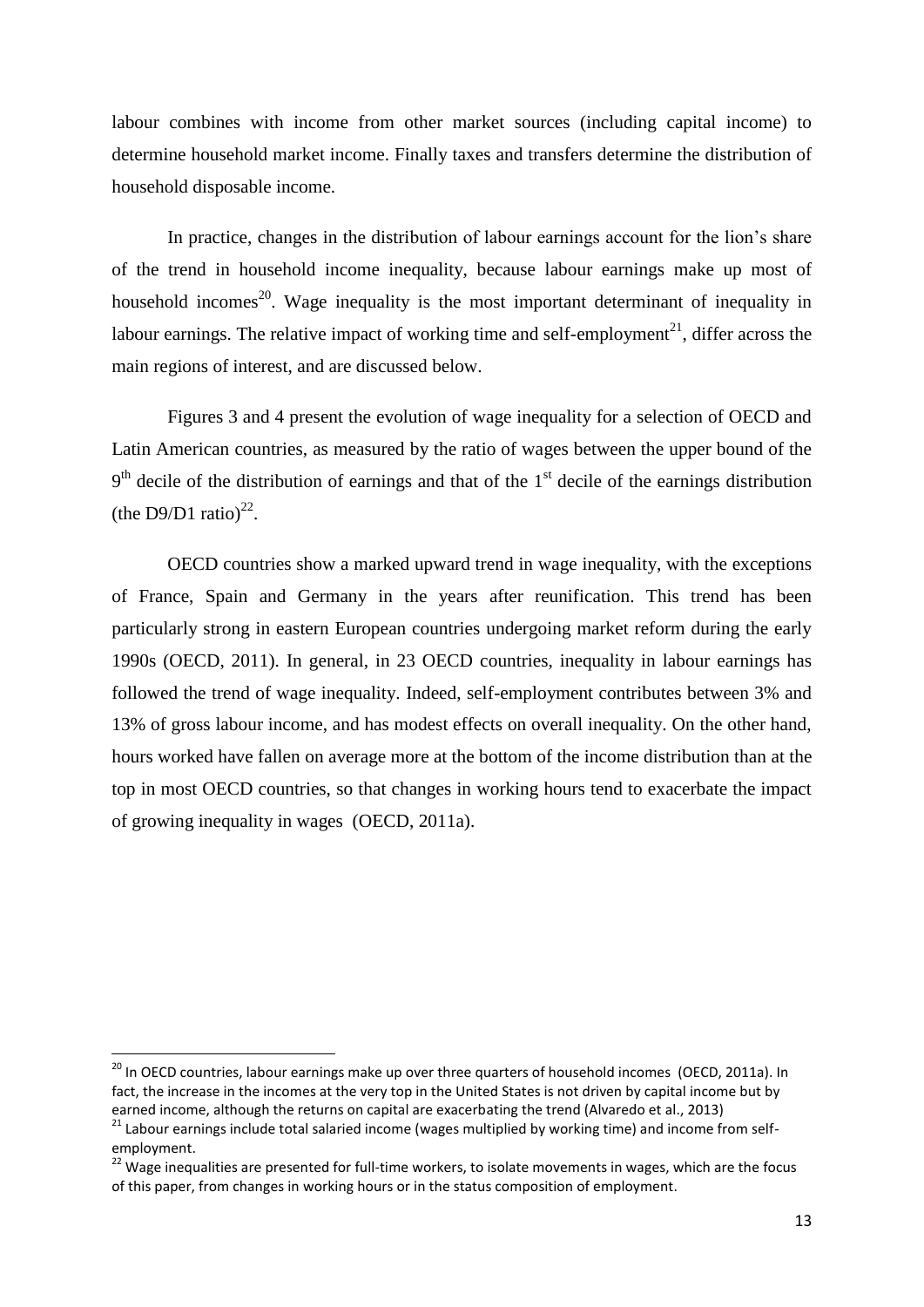labour combines with income from other market sources (including capital income) to determine household market income. Finally taxes and transfers determine the distribution of household disposable income.

In practice, changes in the distribution of labour earnings account for the lion's share of the trend in household income inequality, because labour earnings make up most of household incomes[20]. Wage inequality is the most important determinant of inequality in labour earnings. The relative impact of working time and self-employment[21], differ across the main regions of interest, and are discussed below.

Figures 3 and 4 present the evolution of wage inequality for a selection of OECD and Latin American countries, as measured by the ratio of wages between the upper bound of the 9th decile of the distribution of earnings and that of the 1st decile of the earnings distribution (the D9/D1 ratio)[22].

OECD countries show a marked upward trend in wage inequality, with the exceptions of France, Spain and Germany in the years after reunification. This trend has been particularly strong in eastern European countries undergoing market reform during the early 1990s (OECD, 2011). In general, in 23 OECD countries, inequality in labour earnings has followed the trend of wage inequality. Indeed, self-employment contributes between 3% and 13% of gross labour income, and has modest effects on overall inequality. On the other hand, hours worked have fallen on average more at the bottom of the income distribution than at the top in most OECD countries, so that changes in working hours tend to exacerbate the impact of growing inequality in wages (OECD, 2011a).

---

[20] In OECD countries, labour earnings make up over three quarters of household incomes (OECD, 2011a). In fact, the increase in the incomes at the very top in the United States is not driven by capital income but by earned income, although the returns on capital are exacerbating the trend (Alvaredo et al., 2013)

[21] Labour earnings include total salaried income (wages multiplied by working time) and income from self-employment.

[22] Wage inequalities are presented for full-time workers, to isolate movements in wages, which are the focus of this paper, from changes in working hours or in the status composition of employment.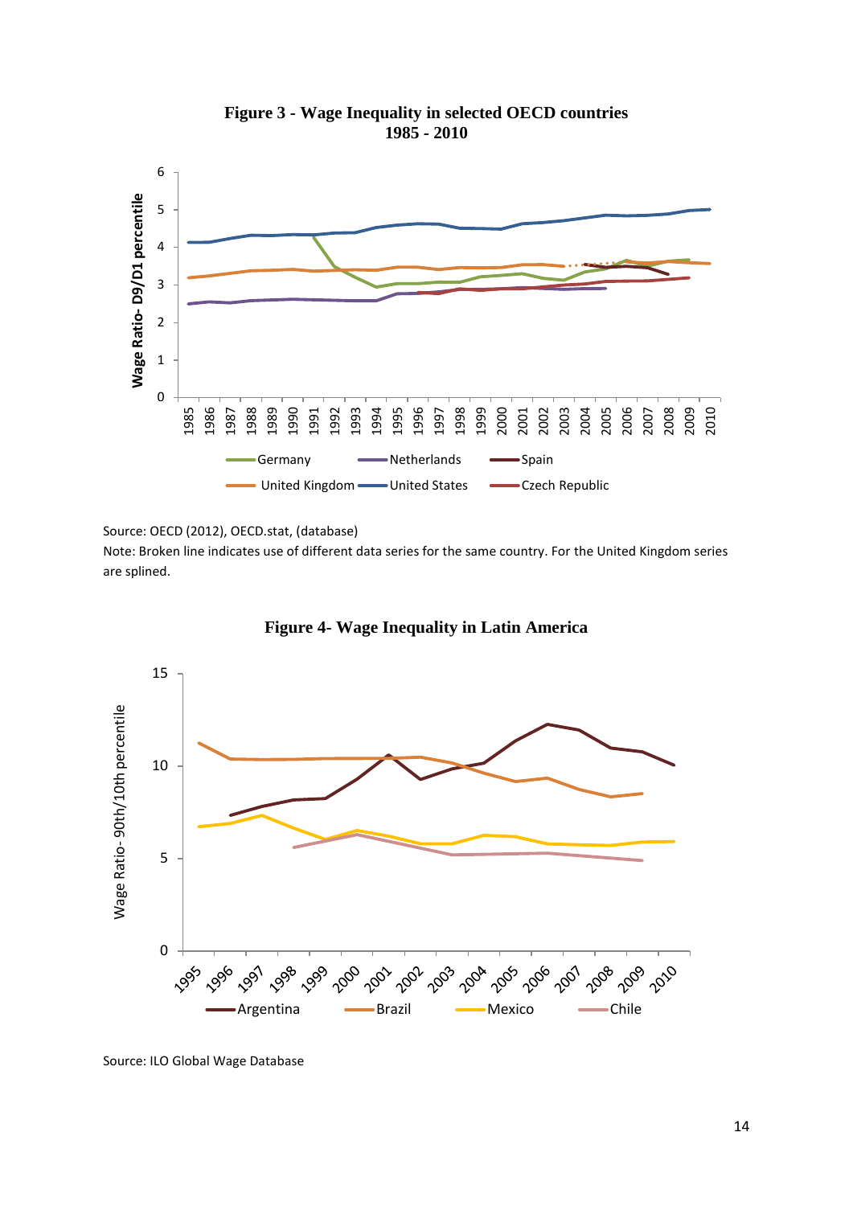**Figure 3 - Wage Inequality in selected OECD countries 1985 - 2010**

Source: OECD (2012), OECD.stat, (database)

Note: Broken line indicates use of different data series for the same country. For the United Kingdom series are splined.

**Figure 4- Wage Inequality in Latin America**

Source: ILO Global Wage Database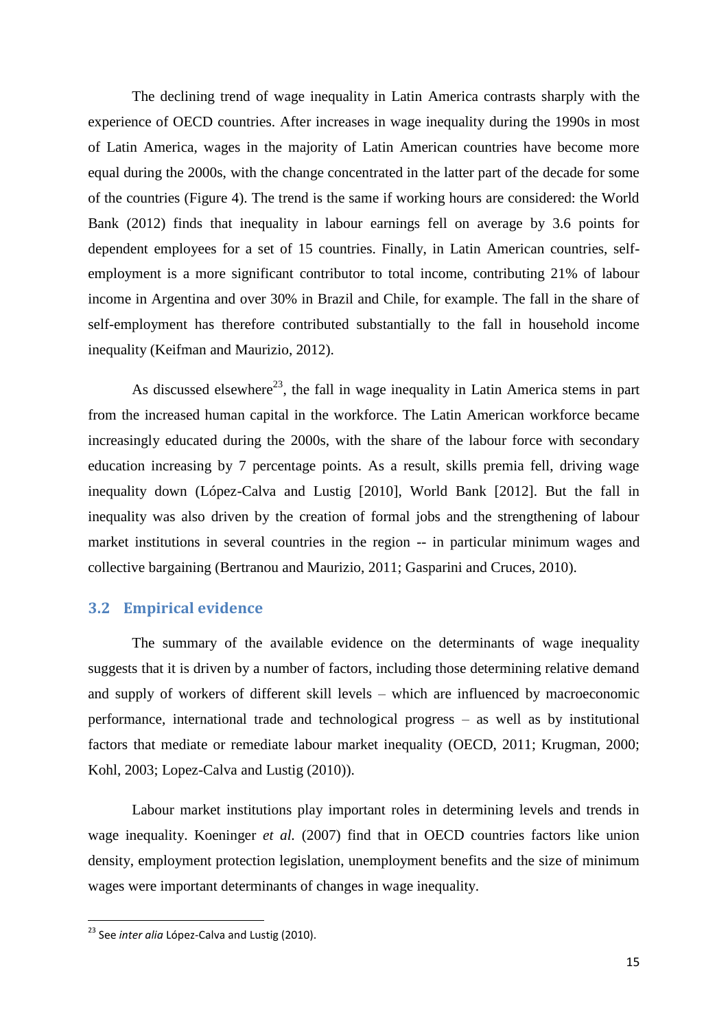The declining trend of wage inequality in Latin America contrasts sharply with the experience of OECD countries. After increases in wage inequality during the 1990s in most of Latin America, wages in the majority of Latin American countries have become more equal during the 2000s, with the change concentrated in the latter part of the decade for some of the countries (Figure 4). The trend is the same if working hours are considered: the World Bank (2012) finds that inequality in labour earnings fell on average by 3.6 points for dependent employees for a set of 15 countries. Finally, in Latin American countries, self-employment is a more significant contributor to total income, contributing 21% of labour income in Argentina and over 30% in Brazil and Chile, for example. The fall in the share of self-employment has therefore contributed substantially to the fall in household income inequality (Keifman and Maurizio, 2012).

As discussed elsewhere[23], the fall in wage inequality in Latin America stems in part from the increased human capital in the workforce. The Latin American workforce became increasingly educated during the 2000s, with the share of the labour force with secondary education increasing by 7 percentage points. As a result, skills premia fell, driving wage inequality down (López-Calva and Lustig [2010], World Bank [2012]. But the fall in inequality was also driven by the creation of formal jobs and the strengthening of labour market institutions in several countries in the region -- in particular minimum wages and collective bargaining (Bertranou and Maurizio, 2011; Gasparini and Cruces, 2010).

## 3.2 Empirical evidence

The summary of the available evidence on the determinants of wage inequality suggests that it is driven by a number of factors, including those determining relative demand and supply of workers of different skill levels – which are influenced by macroeconomic performance, international trade and technological progress – as well as by institutional factors that mediate or remediate labour market inequality (OECD, 2011; Krugman, 2000; Kohl, 2003; Lopez-Calva and Lustig (2010)).

Labour market institutions play important roles in determining levels and trends in wage inequality. Koeninger *et al.* (2007) find that in OECD countries factors like union density, employment protection legislation, unemployment benefits and the size of minimum wages were important determinants of changes in wage inequality.

---

[23] See *inter alia* López-Calva and Lustig (2010).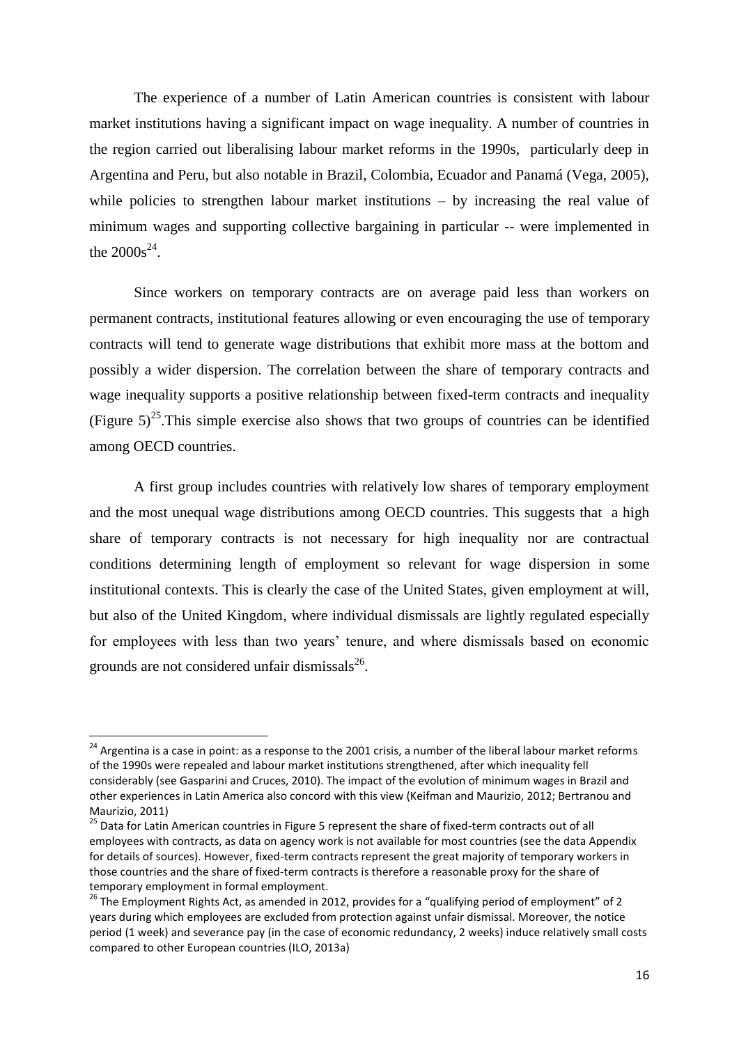The experience of a number of Latin American countries is consistent with labour market institutions having a significant impact on wage inequality. A number of countries in the region carried out liberalising labour market reforms in the 1990s, particularly deep in Argentina and Peru, but also notable in Brazil, Colombia, Ecuador and Panamá (Vega, 2005), while policies to strengthen labour market institutions – by increasing the real value of minimum wages and supporting collective bargaining in particular -- were implemented in the 2000s[24].

Since workers on temporary contracts are on average paid less than workers on permanent contracts, institutional features allowing or even encouraging the use of temporary contracts will tend to generate wage distributions that exhibit more mass at the bottom and possibly a wider dispersion. The correlation between the share of temporary contracts and wage inequality supports a positive relationship between fixed-term contracts and inequality (Figure 5)[25].This simple exercise also shows that two groups of countries can be identified among OECD countries.

A first group includes countries with relatively low shares of temporary employment and the most unequal wage distributions among OECD countries. This suggests that a high share of temporary contracts is not necessary for high inequality nor are contractual conditions determining length of employment so relevant for wage dispersion in some institutional contexts. This is clearly the case of the United States, given employment at will, but also of the United Kingdom, where individual dismissals are lightly regulated especially for employees with less than two years' tenure, and where dismissals based on economic grounds are not considered unfair dismissals[26].

---

[24] Argentina is a case in point: as a response to the 2001 crisis, a number of the liberal labour market reforms of the 1990s were repealed and labour market institutions strengthened, after which inequality fell considerably (see Gasparini and Cruces, 2010). The impact of the evolution of minimum wages in Brazil and other experiences in Latin America also concord with this view (Keifman and Maurizio, 2012; Bertranou and Maurizio, 2011)

[25] Data for Latin American countries in Figure 5 represent the share of fixed-term contracts out of all employees with contracts, as data on agency work is not available for most countries (see the data Appendix for details of sources). However, fixed-term contracts represent the great majority of temporary workers in those countries and the share of fixed-term contracts is therefore a reasonable proxy for the share of temporary employment in formal employment.

[26] The Employment Rights Act, as amended in 2012, provides for a "qualifying period of employment" of 2 years during which employees are excluded from protection against unfair dismissal. Moreover, the notice period (1 week) and severance pay (in the case of economic redundancy, 2 weeks) induce relatively small costs compared to other European countries (ILO, 2013a)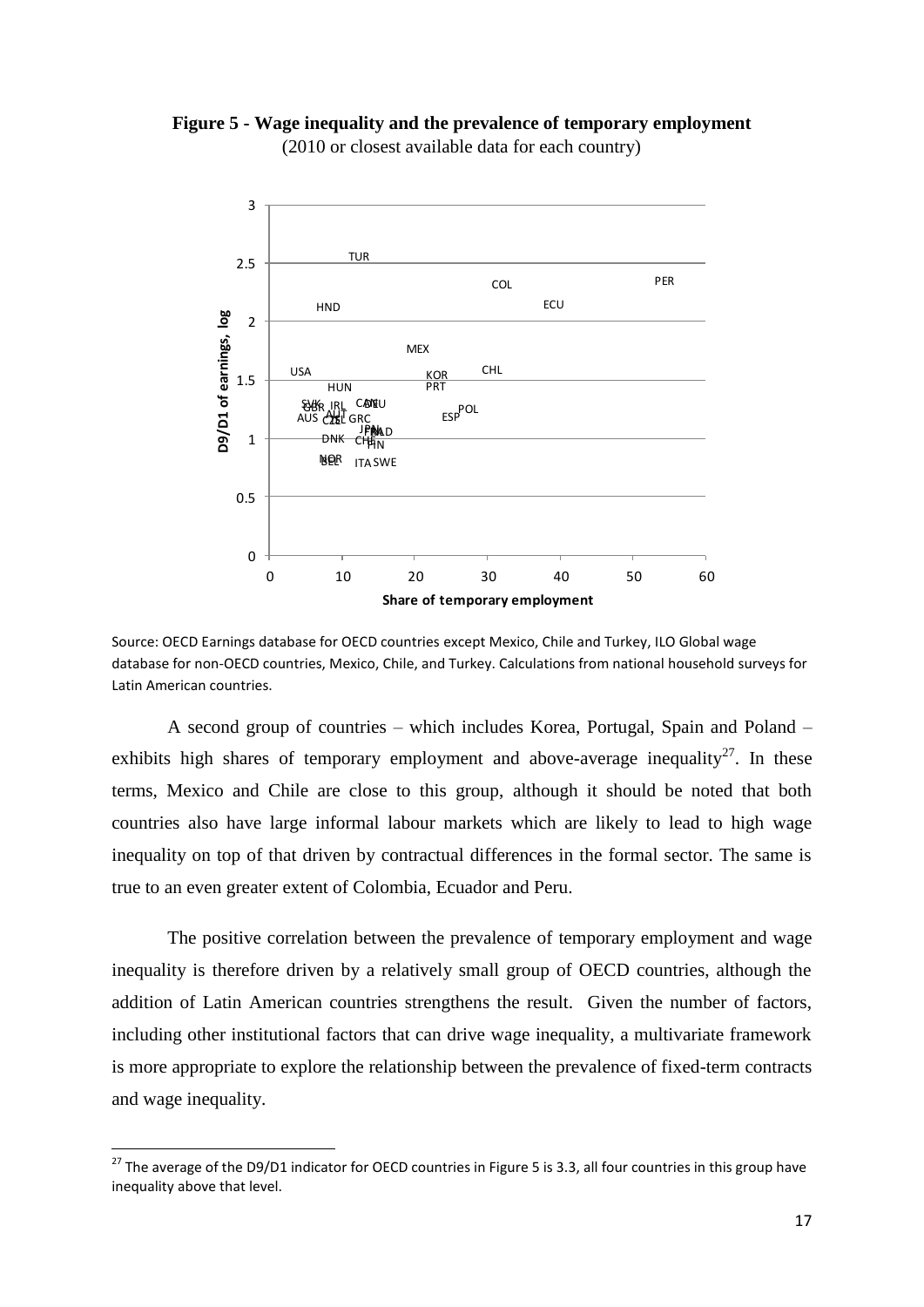**Figure 5 - Wage inequality and the prevalence of temporary employment**
(2010 or closest available data for each country)

Source: OECD Earnings database for OECD countries except Mexico, Chile and Turkey, ILO Global wage database for non-OECD countries, Mexico, Chile, and Turkey. Calculations from national household surveys for Latin American countries.

A second group of countries – which includes Korea, Portugal, Spain and Poland – exhibits high shares of temporary employment and above-average inequality[27]. In these terms, Mexico and Chile are close to this group, although it should be noted that both countries also have large informal labour markets which are likely to lead to high wage inequality on top of that driven by contractual differences in the formal sector. The same is true to an even greater extent of Colombia, Ecuador and Peru.

The positive correlation between the prevalence of temporary employment and wage inequality is therefore driven by a relatively small group of OECD countries, although the addition of Latin American countries strengthens the result. Given the number of factors, including other institutional factors that can drive wage inequality, a multivariate framework is more appropriate to explore the relationship between the prevalence of fixed-term contracts and wage inequality.

[27] The average of the D9/D1 indicator for OECD countries in Figure 5 is 3.3, all four countries in this group have inequality above that level.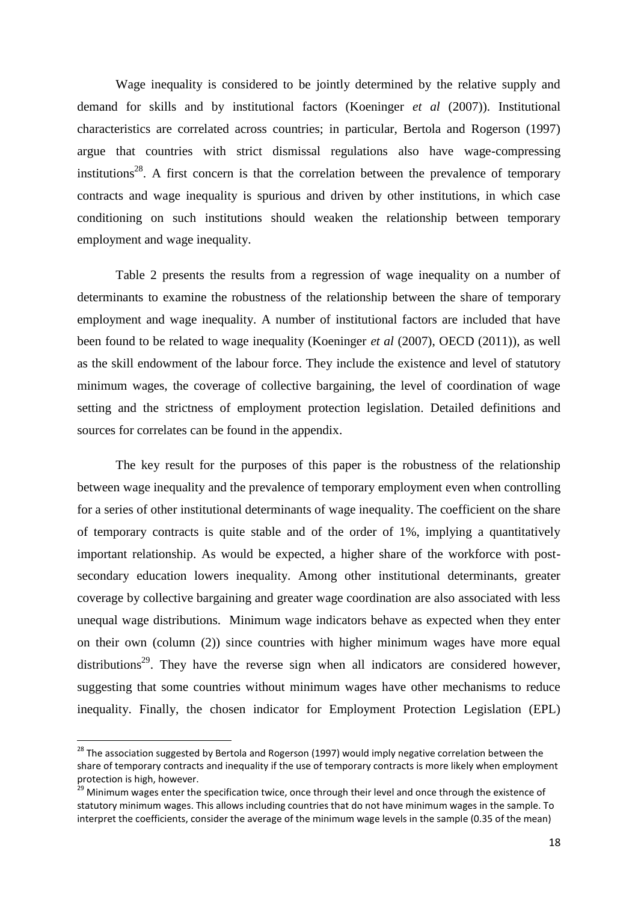Wage inequality is considered to be jointly determined by the relative supply and demand for skills and by institutional factors (Koeninger *et al* (2007)). Institutional characteristics are correlated across countries; in particular, Bertola and Rogerson (1997) argue that countries with strict dismissal regulations also have wage-compressing institutions[28]. A first concern is that the correlation between the prevalence of temporary contracts and wage inequality is spurious and driven by other institutions, in which case conditioning on such institutions should weaken the relationship between temporary employment and wage inequality.

Table 2 presents the results from a regression of wage inequality on a number of determinants to examine the robustness of the relationship between the share of temporary employment and wage inequality. A number of institutional factors are included that have been found to be related to wage inequality (Koeninger *et al* (2007), OECD (2011)), as well as the skill endowment of the labour force. They include the existence and level of statutory minimum wages, the coverage of collective bargaining, the level of coordination of wage setting and the strictness of employment protection legislation. Detailed definitions and sources for correlates can be found in the appendix.

The key result for the purposes of this paper is the robustness of the relationship between wage inequality and the prevalence of temporary employment even when controlling for a series of other institutional determinants of wage inequality. The coefficient on the share of temporary contracts is quite stable and of the order of 1%, implying a quantitatively important relationship. As would be expected, a higher share of the workforce with post-secondary education lowers inequality. Among other institutional determinants, greater coverage by collective bargaining and greater wage coordination are also associated with less unequal wage distributions. Minimum wage indicators behave as expected when they enter on their own (column (2)) since countries with higher minimum wages have more equal distributions[29]. They have the reverse sign when all indicators are considered however, suggesting that some countries without minimum wages have other mechanisms to reduce inequality. Finally, the chosen indicator for Employment Protection Legislation (EPL)

---

[28] The association suggested by Bertola and Rogerson (1997) would imply negative correlation between the share of temporary contracts and inequality if the use of temporary contracts is more likely when employment protection is high, however.

[29] Minimum wages enter the specification twice, once through their level and once through the existence of statutory minimum wages. This allows including countries that do not have minimum wages in the sample. To interpret the coefficients, consider the average of the minimum wage levels in the sample (0.35 of the mean)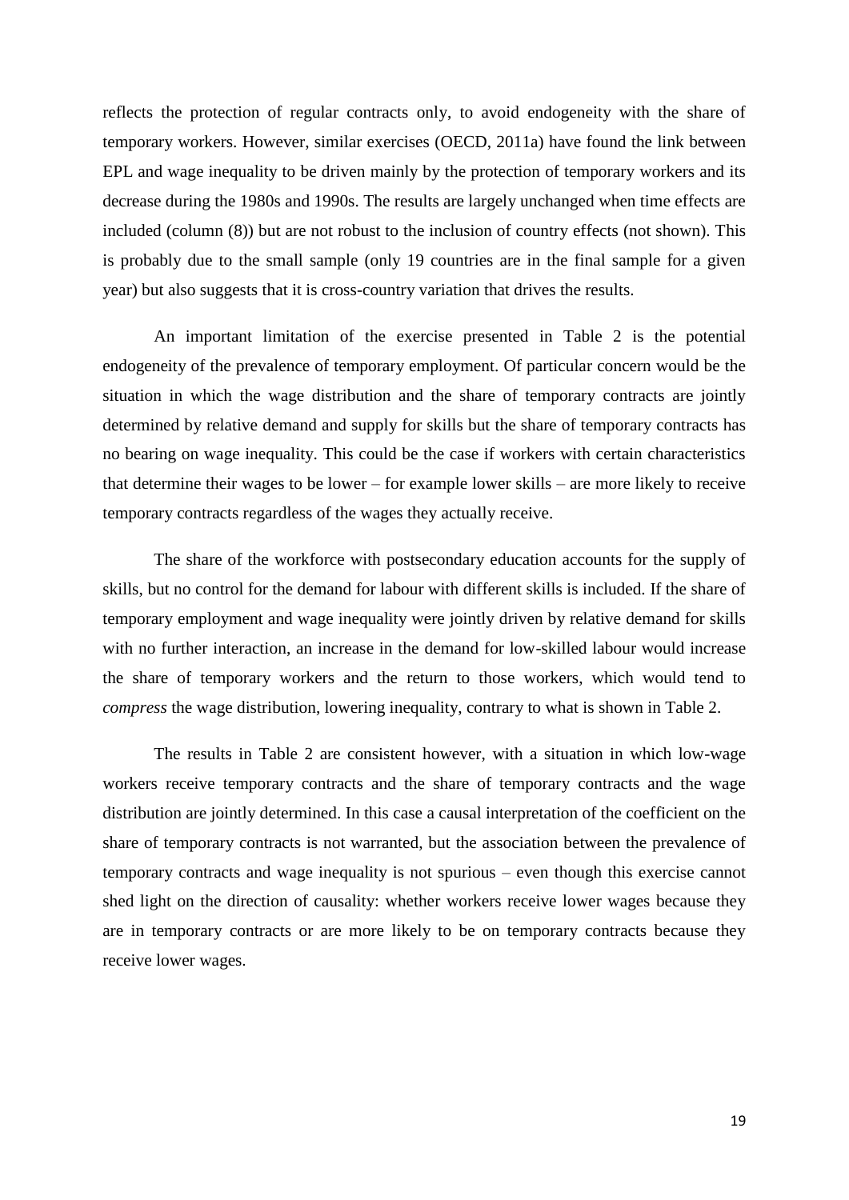reflects the protection of regular contracts only, to avoid endogeneity with the share of temporary workers. However, similar exercises (OECD, 2011a) have found the link between EPL and wage inequality to be driven mainly by the protection of temporary workers and its decrease during the 1980s and 1990s. The results are largely unchanged when time effects are included (column (8)) but are not robust to the inclusion of country effects (not shown). This is probably due to the small sample (only 19 countries are in the final sample for a given year) but also suggests that it is cross-country variation that drives the results.

An important limitation of the exercise presented in Table 2 is the potential endogeneity of the prevalence of temporary employment. Of particular concern would be the situation in which the wage distribution and the share of temporary contracts are jointly determined by relative demand and supply for skills but the share of temporary contracts has no bearing on wage inequality. This could be the case if workers with certain characteristics that determine their wages to be lower – for example lower skills – are more likely to receive temporary contracts regardless of the wages they actually receive.

The share of the workforce with postsecondary education accounts for the supply of skills, but no control for the demand for labour with different skills is included. If the share of temporary employment and wage inequality were jointly driven by relative demand for skills with no further interaction, an increase in the demand for low-skilled labour would increase the share of temporary workers and the return to those workers, which would tend to *compress* the wage distribution, lowering inequality, contrary to what is shown in Table 2.

The results in Table 2 are consistent however, with a situation in which low-wage workers receive temporary contracts and the share of temporary contracts and the wage distribution are jointly determined. In this case a causal interpretation of the coefficient on the share of temporary contracts is not warranted, but the association between the prevalence of temporary contracts and wage inequality is not spurious – even though this exercise cannot shed light on the direction of causality: whether workers receive lower wages because they are in temporary contracts or are more likely to be on temporary contracts because they receive lower wages.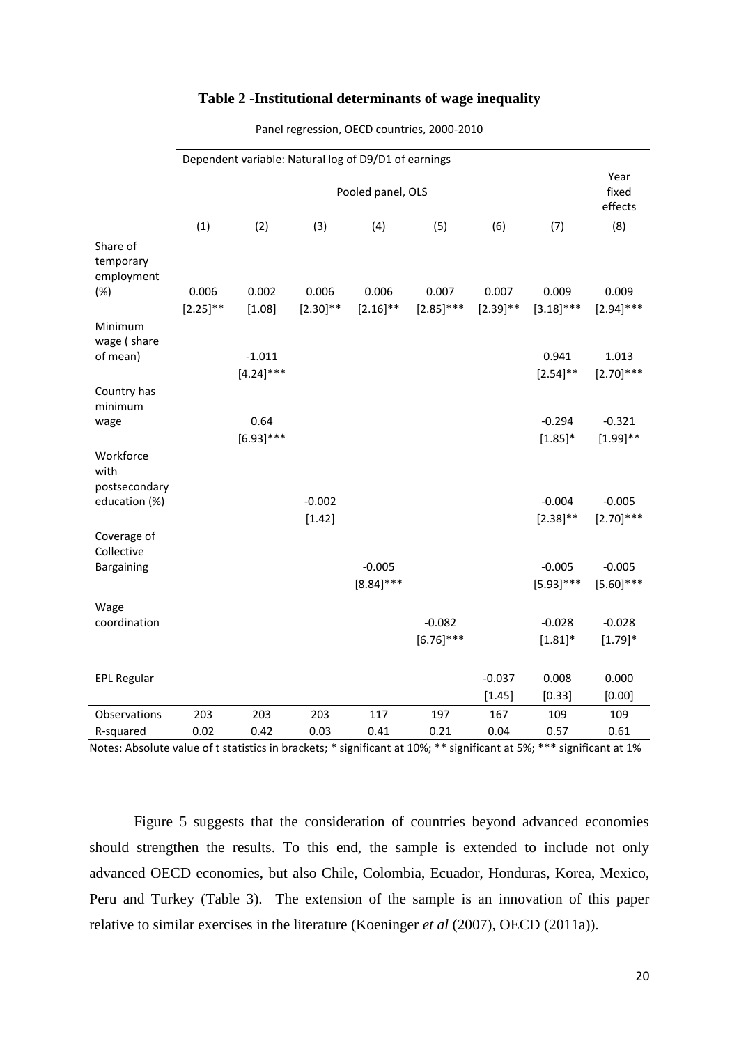**Table 2 -Institutional determinants of wage inequality**

Panel regression, OECD countries, 2000-2010

| | Dependent variable: Natural log of D9/D1 of earnings | | | | | | | |
|---|---|---|---|---|---|---|---|---|
| | Pooled panel, OLS | | | | | | | Year fixed effects |
| | (1) | (2) | (3) | (4) | (5) | (6) | (7) | (8) |
| Share of temporary employment (%) | 0.006 | 0.002 | 0.006 | 0.006 | 0.007 | 0.007 | 0.009 | 0.009 |
| | [2.25]** | [1.08] | [2.30]** | [2.16]** | [2.85]*** | [2.39]** | [3.18]*** | [2.94]*** |
| Minimum wage ( share of mean) | | -1.011 | | | | | 0.941 | 1.013 |
| | | [4.24]*** | | | | | [2.54]** | [2.70]*** |
| Country has minimum wage | | 0.64 | | | | | -0.294 | -0.321 |
| | | [6.93]*** | | | | | [1.85]* | [1.99]** |
| Workforce with postsecondary education (%) | | | -0.002 | | | | -0.004 | -0.005 |
| | | | [1.42] | | | | [2.38]** | [2.70]*** |
| Coverage of Collective Bargaining | | | | -0.005 | | | -0.005 | -0.005 |
| | | | | [8.84]*** | | | [5.93]*** | [5.60]*** |
| Wage coordination | | | | | -0.082 | | -0.028 | -0.028 |
| | | | | | [6.76]*** | | [1.81]* | [1.79]* |
| EPL Regular | | | | | | -0.037 | 0.008 | 0.000 |
| | | | | | | [1.45] | [0.33] | [0.00] |
| Observations | 203 | 203 | 203 | 117 | 197 | 167 | 109 | 109 |
| R-squared | 0.02 | 0.42 | 0.03 | 0.41 | 0.21 | 0.04 | 0.57 | 0.61 |

Notes: Absolute value of t statistics in brackets; * significant at 10%; ** significant at 5%; *** significant at 1%

Figure 5 suggests that the consideration of countries beyond advanced economies should strengthen the results. To this end, the sample is extended to include not only advanced OECD economies, but also Chile, Colombia, Ecuador, Honduras, Korea, Mexico, Peru and Turkey (Table 3). The extension of the sample is an innovation of this paper relative to similar exercises in the literature (Koeninger *et al* (2007), OECD (2011a)).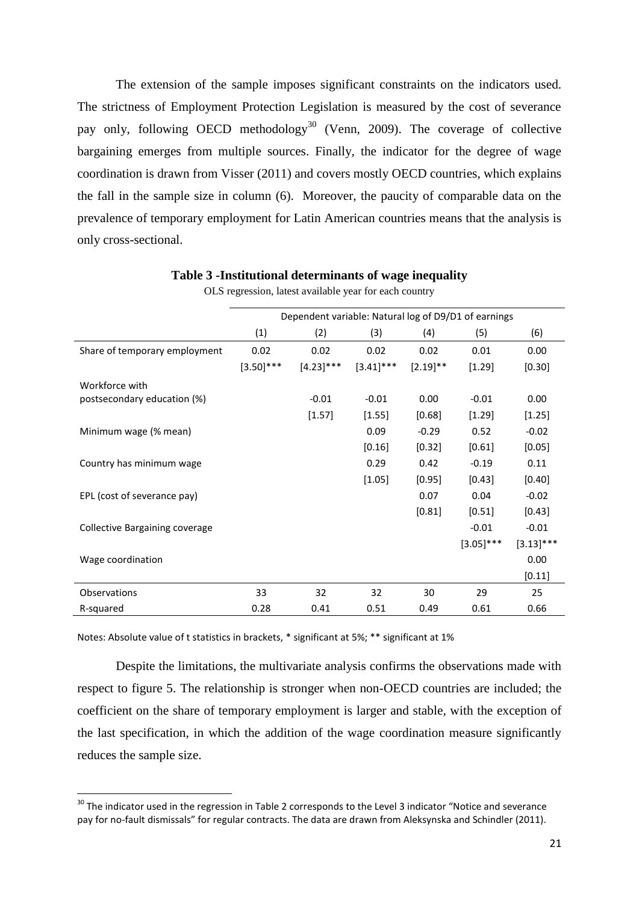The extension of the sample imposes significant constraints on the indicators used. The strictness of Employment Protection Legislation is measured by the cost of severance pay only, following OECD methodology[30] (Venn, 2009). The coverage of collective bargaining emerges from multiple sources. Finally, the indicator for the degree of wage coordination is drawn from Visser (2011) and covers mostly OECD countries, which explains the fall in the sample size in column (6). Moreover, the paucity of comparable data on the prevalence of temporary employment for Latin American countries means that the analysis is only cross-sectional.

**Table 3 -Institutional determinants of wage inequality**

OLS regression, latest available year for each country

| | Dependent variable: Natural log of D9/D1 of earnings | | | | | |
|---|---|---|---|---|---|---|
| | (1) | (2) | (3) | (4) | (5) | (6) |
| Share of temporary employment | 0.02 | 0.02 | 0.02 | 0.02 | 0.01 | 0.00 |
| | [3.50]*** | [4.23]*** | [3.41]*** | [2.19]** | [1.29] | [0.30] |
| Workforce with postsecondary education (%) | | -0.01 | -0.01 | 0.00 | -0.01 | 0.00 |
| | | [1.57] | [1.55] | [0.68] | [1.29] | [1.25] |
| Minimum wage (% mean) | | | 0.09 | -0.29 | 0.52 | -0.02 |
| | | | [0.16] | [0.32] | [0.61] | [0.05] |
| Country has minimum wage | | | 0.29 | 0.42 | -0.19 | 0.11 |
| | | | [1.05] | [0.95] | [0.43] | [0.40] |
| EPL (cost of severance pay) | | | | 0.07 | 0.04 | -0.02 |
| | | | | [0.81] | [0.51] | [0.43] |
| Collective Bargaining coverage | | | | | -0.01 | -0.01 |
| | | | | | [3.05]*** | [3.13]*** |
| Wage coordination | | | | | | 0.00 |
| | | | | | | [0.11] |
| Observations | 33 | 32 | 32 | 30 | 29 | 25 |
| R-squared | 0.28 | 0.41 | 0.51 | 0.49 | 0.61 | 0.66 |

Notes: Absolute value of t statistics in brackets, * significant at 5%; ** significant at 1%

Despite the limitations, the multivariate analysis confirms the observations made with respect to figure 5. The relationship is stronger when non-OECD countries are included; the coefficient on the share of temporary employment is larger and stable, with the exception of the last specification, in which the addition of the wage coordination measure significantly reduces the sample size.

[30] The indicator used in the regression in Table 2 corresponds to the Level 3 indicator "Notice and severance pay for no-fault dismissals" for regular contracts. The data are drawn from Aleksynska and Schindler (2011).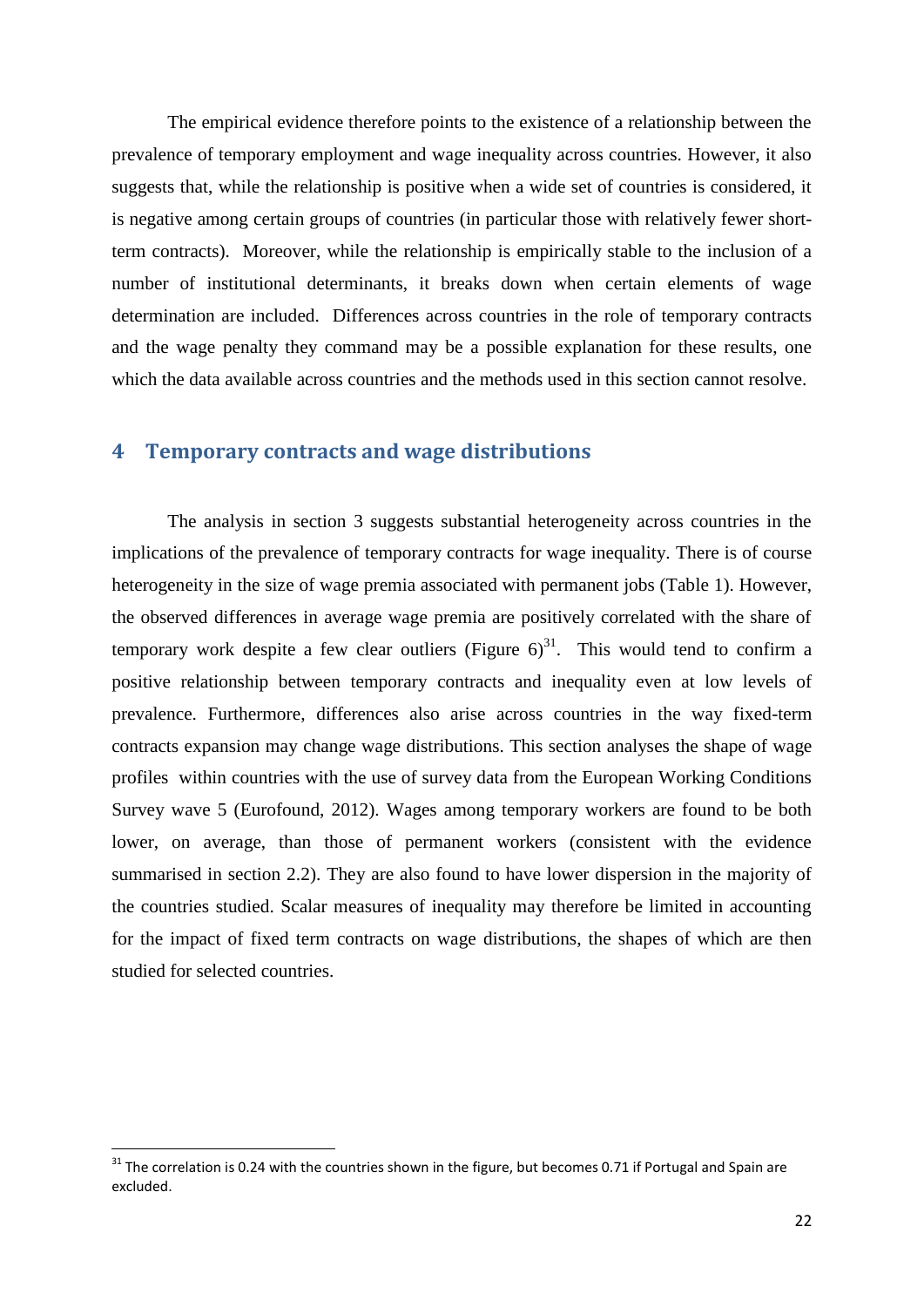The empirical evidence therefore points to the existence of a relationship between the prevalence of temporary employment and wage inequality across countries. However, it also suggests that, while the relationship is positive when a wide set of countries is considered, it is negative among certain groups of countries (in particular those with relatively fewer short-term contracts). Moreover, while the relationship is empirically stable to the inclusion of a number of institutional determinants, it breaks down when certain elements of wage determination are included. Differences across countries in the role of temporary contracts and the wage penalty they command may be a possible explanation for these results, one which the data available across countries and the methods used in this section cannot resolve.

# 4 Temporary contracts and wage distributions

The analysis in section 3 suggests substantial heterogeneity across countries in the implications of the prevalence of temporary contracts for wage inequality. There is of course heterogeneity in the size of wage premia associated with permanent jobs (Table 1). However, the observed differences in average wage premia are positively correlated with the share of temporary work despite a few clear outliers (Figure 6)[31]. This would tend to confirm a positive relationship between temporary contracts and inequality even at low levels of prevalence. Furthermore, differences also arise across countries in the way fixed-term contracts expansion may change wage distributions. This section analyses the shape of wage profiles within countries with the use of survey data from the European Working Conditions Survey wave 5 (Eurofound, 2012). Wages among temporary workers are found to be both lower, on average, than those of permanent workers (consistent with the evidence summarised in section 2.2). They are also found to have lower dispersion in the majority of the countries studied. Scalar measures of inequality may therefore be limited in accounting for the impact of fixed term contracts on wage distributions, the shapes of which are then studied for selected countries.

[31] The correlation is 0.24 with the countries shown in the figure, but becomes 0.71 if Portugal and Spain are excluded.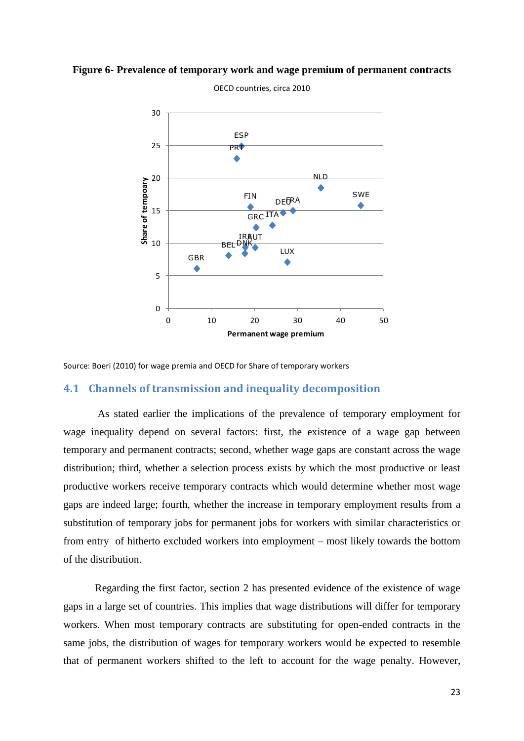**Figure 6- Prevalence of temporary work and wage premium of permanent contracts**

Source: Boeri (2010) for wage premia and OECD for Share of temporary workers

## 4.1 Channels of transmission and inequality decomposition

As stated earlier the implications of the prevalence of temporary employment for wage inequality depend on several factors: first, the existence of a wage gap between temporary and permanent contracts; second, whether wage gaps are constant across the wage distribution; third, whether a selection process exists by which the most productive or least productive workers receive temporary contracts which would determine whether most wage gaps are indeed large; fourth, whether the increase in temporary employment results from a substitution of temporary jobs for permanent jobs for workers with similar characteristics or from entry of hitherto excluded workers into employment – most likely towards the bottom of the distribution.

Regarding the first factor, section 2 has presented evidence of the existence of wage gaps in a large set of countries. This implies that wage distributions will differ for temporary workers. When most temporary contracts are substituting for open-ended contracts in the same jobs, the distribution of wages for temporary workers would be expected to resemble that of permanent workers shifted to the left to account for the wage penalty. However,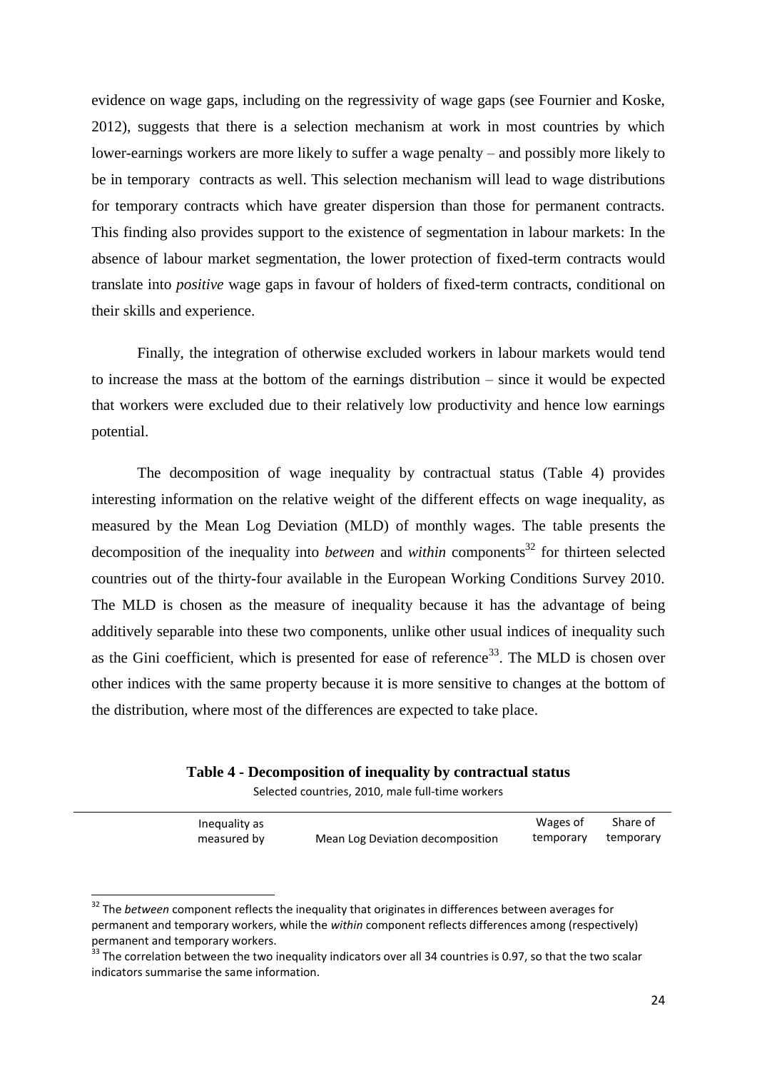evidence on wage gaps, including on the regressivity of wage gaps (see Fournier and Koske, 2012), suggests that there is a selection mechanism at work in most countries by which lower-earnings workers are more likely to suffer a wage penalty – and possibly more likely to be in temporary contracts as well. This selection mechanism will lead to wage distributions for temporary contracts which have greater dispersion than those for permanent contracts. This finding also provides support to the existence of segmentation in labour markets: In the absence of labour market segmentation, the lower protection of fixed-term contracts would translate into *positive* wage gaps in favour of holders of fixed-term contracts, conditional on their skills and experience.

Finally, the integration of otherwise excluded workers in labour markets would tend to increase the mass at the bottom of the earnings distribution – since it would be expected that workers were excluded due to their relatively low productivity and hence low earnings potential.

The decomposition of wage inequality by contractual status (Table 4) provides interesting information on the relative weight of the different effects on wage inequality, as measured by the Mean Log Deviation (MLD) of monthly wages. The table presents the decomposition of the inequality into *between* and *within* components[32] for thirteen selected countries out of the thirty-four available in the European Working Conditions Survey 2010. The MLD is chosen as the measure of inequality because it has the advantage of being additively separable into these two components, unlike other usual indices of inequality such as the Gini coefficient, which is presented for ease of reference[33]. The MLD is chosen over other indices with the same property because it is more sensitive to changes at the bottom of the distribution, where most of the differences are expected to take place.

**Table 4 - Decomposition of inequality by contractual status**

Selected countries, 2010, male full-time workers

| | Inequality as measured by | Mean Log Deviation decomposition | Wages of temporary | Share of temporary |
|---|---|---|---|---|

[32] The *between* component reflects the inequality that originates in differences between averages for permanent and temporary workers, while the *within* component reflects differences among (respectively) permanent and temporary workers.

[33] The correlation between the two inequality indicators over all 34 countries is 0.97, so that the two scalar indicators summarise the same information.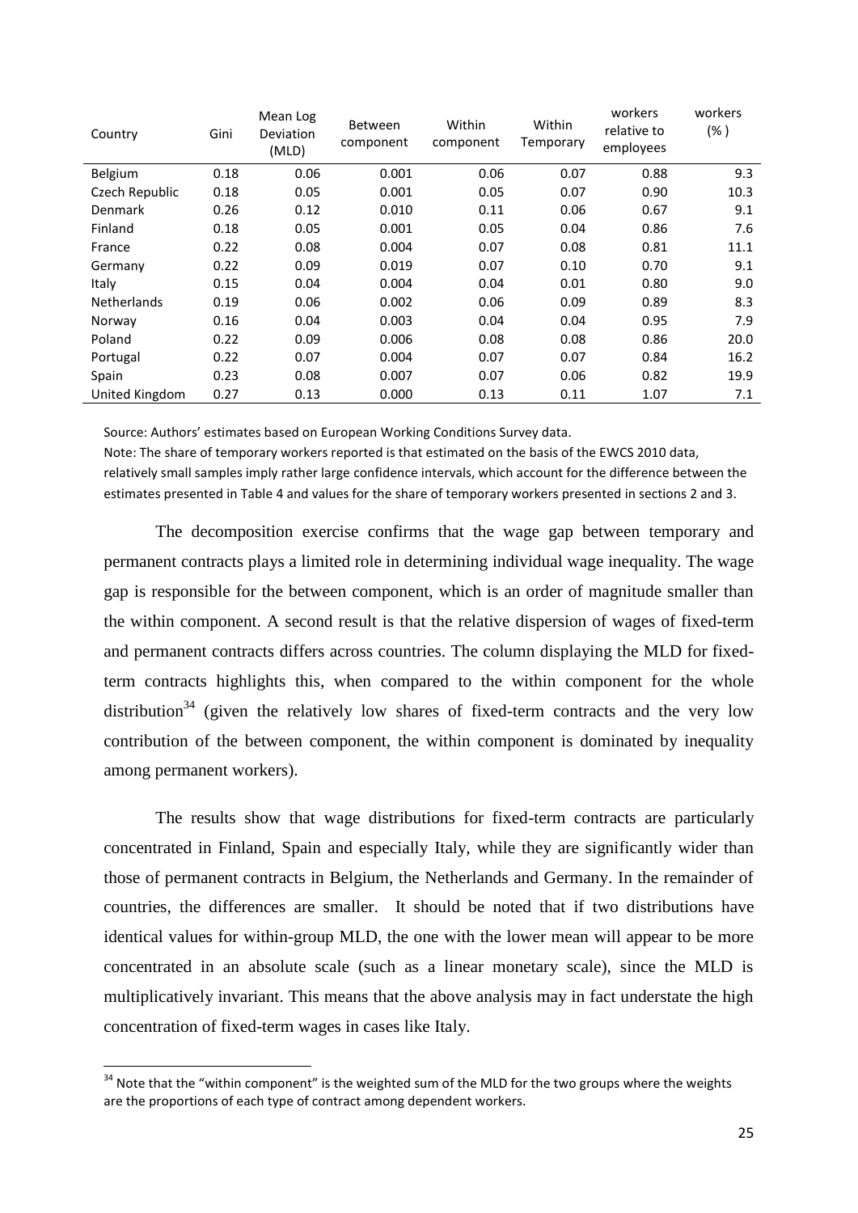| Country | Gini | Mean Log Deviation (MLD) | Between component | Within component | Within Temporary | workers relative to employees | workers (%) |
|---|---|---|---|---|---|---|---|
| Belgium | 0.18 | 0.06 | 0.001 | 0.06 | 0.07 | 0.88 | 9.3 |
| Czech Republic | 0.18 | 0.05 | 0.001 | 0.05 | 0.07 | 0.90 | 10.3 |
| Denmark | 0.26 | 0.12 | 0.010 | 0.11 | 0.06 | 0.67 | 9.1 |
| Finland | 0.18 | 0.05 | 0.001 | 0.05 | 0.04 | 0.86 | 7.6 |
| France | 0.22 | 0.08 | 0.004 | 0.07 | 0.08 | 0.81 | 11.1 |
| Germany | 0.22 | 0.09 | 0.019 | 0.07 | 0.10 | 0.70 | 9.1 |
| Italy | 0.15 | 0.04 | 0.004 | 0.04 | 0.01 | 0.80 | 9.0 |
| Netherlands | 0.19 | 0.06 | 0.002 | 0.06 | 0.09 | 0.89 | 8.3 |
| Norway | 0.16 | 0.04 | 0.003 | 0.04 | 0.04 | 0.95 | 7.9 |
| Poland | 0.22 | 0.09 | 0.006 | 0.08 | 0.08 | 0.86 | 20.0 |
| Portugal | 0.22 | 0.07 | 0.004 | 0.07 | 0.07 | 0.84 | 16.2 |
| Spain | 0.23 | 0.08 | 0.007 | 0.07 | 0.06 | 0.82 | 19.9 |
| United Kingdom | 0.27 | 0.13 | 0.000 | 0.13 | 0.11 | 1.07 | 7.1 |

Source: Authors' estimates based on European Working Conditions Survey data.
Note: The share of temporary workers reported is that estimated on the basis of the EWCS 2010 data, relatively small samples imply rather large confidence intervals, which account for the difference between the estimates presented in Table 4 and values for the share of temporary workers presented in sections 2 and 3.

The decomposition exercise confirms that the wage gap between temporary and permanent contracts plays a limited role in determining individual wage inequality. The wage gap is responsible for the between component, which is an order of magnitude smaller than the within component. A second result is that the relative dispersion of wages of fixed-term and permanent contracts differs across countries. The column displaying the MLD for fixed-term contracts highlights this, when compared to the within component for the whole distribution[34] (given the relatively low shares of fixed-term contracts and the very low contribution of the between component, the within component is dominated by inequality among permanent workers).

The results show that wage distributions for fixed-term contracts are particularly concentrated in Finland, Spain and especially Italy, while they are significantly wider than those of permanent contracts in Belgium, the Netherlands and Germany. In the remainder of countries, the differences are smaller. It should be noted that if two distributions have identical values for within-group MLD, the one with the lower mean will appear to be more concentrated in an absolute scale (such as a linear monetary scale), since the MLD is multiplicatively invariant. This means that the above analysis may in fact understate the high concentration of fixed-term wages in cases like Italy.

[34] Note that the "within component" is the weighted sum of the MLD for the two groups where the weights are the proportions of each type of contract among dependent workers.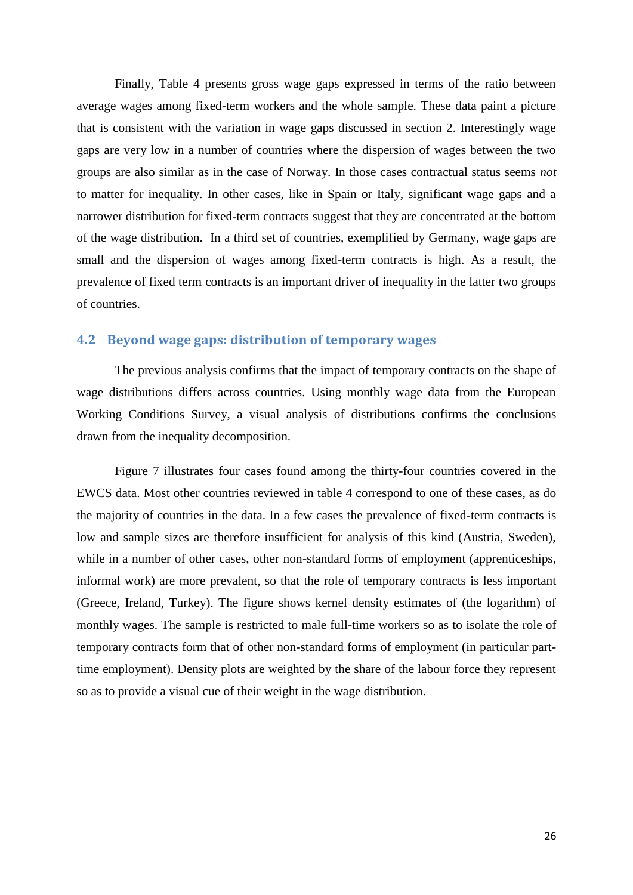Finally, Table 4 presents gross wage gaps expressed in terms of the ratio between average wages among fixed-term workers and the whole sample. These data paint a picture that is consistent with the variation in wage gaps discussed in section 2. Interestingly wage gaps are very low in a number of countries where the dispersion of wages between the two groups are also similar as in the case of Norway. In those cases contractual status seems *not* to matter for inequality. In other cases, like in Spain or Italy, significant wage gaps and a narrower distribution for fixed-term contracts suggest that they are concentrated at the bottom of the wage distribution. In a third set of countries, exemplified by Germany, wage gaps are small and the dispersion of wages among fixed-term contracts is high. As a result, the prevalence of fixed term contracts is an important driver of inequality in the latter two groups of countries.

## 4.2 Beyond wage gaps: distribution of temporary wages

The previous analysis confirms that the impact of temporary contracts on the shape of wage distributions differs across countries. Using monthly wage data from the European Working Conditions Survey, a visual analysis of distributions confirms the conclusions drawn from the inequality decomposition.

Figure 7 illustrates four cases found among the thirty-four countries covered in the EWCS data. Most other countries reviewed in table 4 correspond to one of these cases, as do the majority of countries in the data. In a few cases the prevalence of fixed-term contracts is low and sample sizes are therefore insufficient for analysis of this kind (Austria, Sweden), while in a number of other cases, other non-standard forms of employment (apprenticeships, informal work) are more prevalent, so that the role of temporary contracts is less important (Greece, Ireland, Turkey). The figure shows kernel density estimates of (the logarithm) of monthly wages. The sample is restricted to male full-time workers so as to isolate the role of temporary contracts form that of other non-standard forms of employment (in particular part-time employment). Density plots are weighted by the share of the labour force they represent so as to provide a visual cue of their weight in the wage distribution.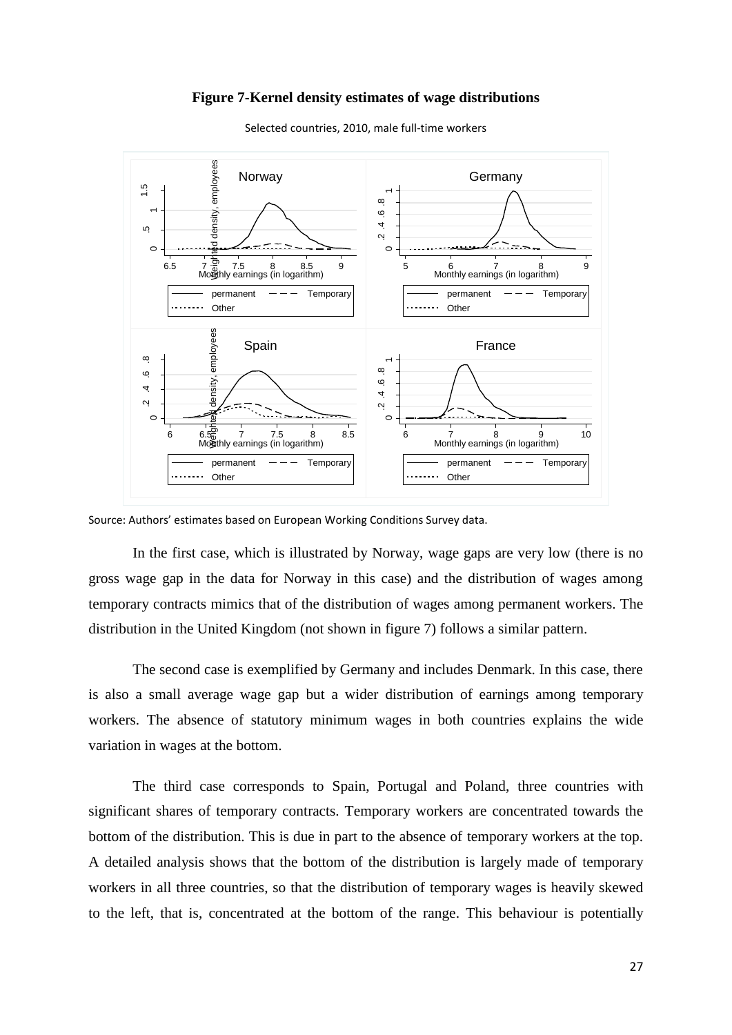**Figure 7-Kernel density estimates of wage distributions**

Selected countries, 2010, male full-time workers

Source: Authors' estimates based on European Working Conditions Survey data.

In the first case, which is illustrated by Norway, wage gaps are very low (there is no gross wage gap in the data for Norway in this case) and the distribution of wages among temporary contracts mimics that of the distribution of wages among permanent workers. The distribution in the United Kingdom (not shown in figure 7) follows a similar pattern.

The second case is exemplified by Germany and includes Denmark. In this case, there is also a small average wage gap but a wider distribution of earnings among temporary workers. The absence of statutory minimum wages in both countries explains the wide variation in wages at the bottom.

The third case corresponds to Spain, Portugal and Poland, three countries with significant shares of temporary contracts. Temporary workers are concentrated towards the bottom of the distribution. This is due in part to the absence of temporary workers at the top. A detailed analysis shows that the bottom of the distribution is largely made of temporary workers in all three countries, so that the distribution of temporary wages is heavily skewed to the left, that is, concentrated at the bottom of the range. This behaviour is potentially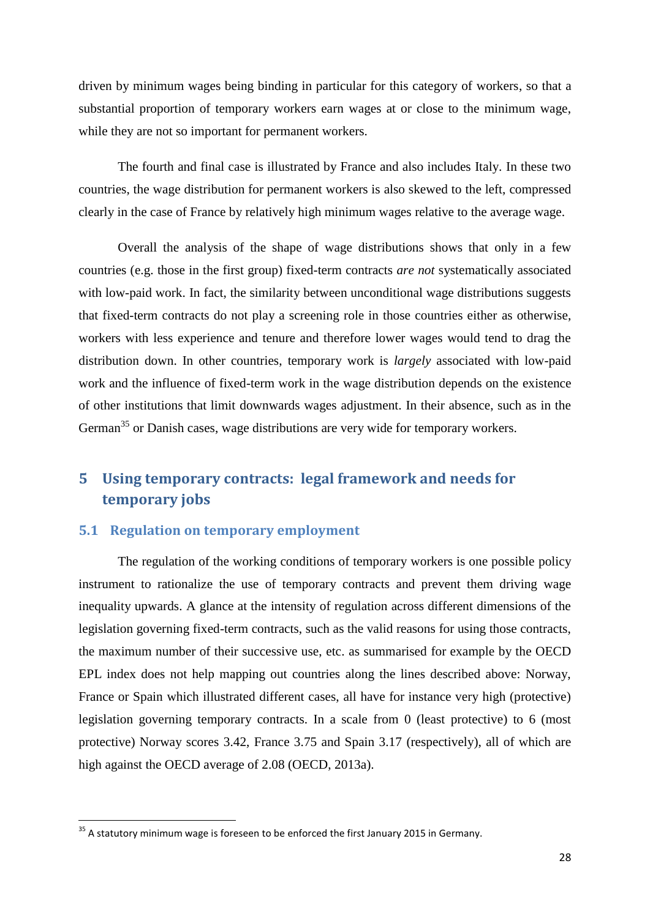driven by minimum wages being binding in particular for this category of workers, so that a substantial proportion of temporary workers earn wages at or close to the minimum wage, while they are not so important for permanent workers.

The fourth and final case is illustrated by France and also includes Italy. In these two countries, the wage distribution for permanent workers is also skewed to the left, compressed clearly in the case of France by relatively high minimum wages relative to the average wage.

Overall the analysis of the shape of wage distributions shows that only in a few countries (e.g. those in the first group) fixed-term contracts *are not* systematically associated with low-paid work. In fact, the similarity between unconditional wage distributions suggests that fixed-term contracts do not play a screening role in those countries either as otherwise, workers with less experience and tenure and therefore lower wages would tend to drag the distribution down. In other countries, temporary work is *largely* associated with low-paid work and the influence of fixed-term work in the wage distribution depends on the existence of other institutions that limit downwards wages adjustment. In their absence, such as in the German[35] or Danish cases, wage distributions are very wide for temporary workers.

# 5 Using temporary contracts: legal framework and needs for temporary jobs

## 5.1 Regulation on temporary employment

The regulation of the working conditions of temporary workers is one possible policy instrument to rationalize the use of temporary contracts and prevent them driving wage inequality upwards. A glance at the intensity of regulation across different dimensions of the legislation governing fixed-term contracts, such as the valid reasons for using those contracts, the maximum number of their successive use, etc. as summarised for example by the OECD EPL index does not help mapping out countries along the lines described above: Norway, France or Spain which illustrated different cases, all have for instance very high (protective) legislation governing temporary contracts. In a scale from 0 (least protective) to 6 (most protective) Norway scores 3.42, France 3.75 and Spain 3.17 (respectively), all of which are high against the OECD average of 2.08 (OECD, 2013a).

[35] A statutory minimum wage is foreseen to be enforced the first January 2015 in Germany.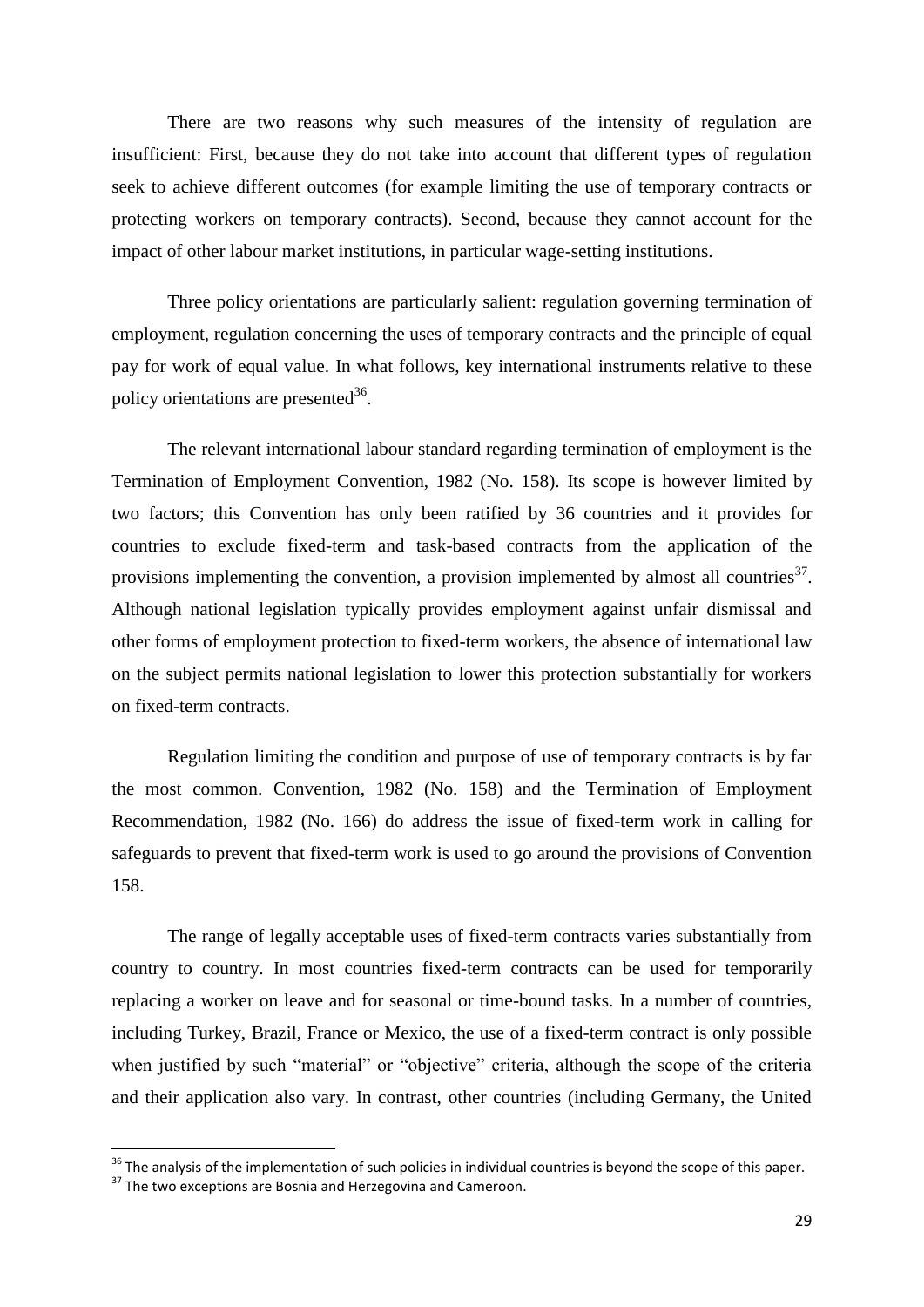There are two reasons why such measures of the intensity of regulation are insufficient: First, because they do not take into account that different types of regulation seek to achieve different outcomes (for example limiting the use of temporary contracts or protecting workers on temporary contracts). Second, because they cannot account for the impact of other labour market institutions, in particular wage-setting institutions.

Three policy orientations are particularly salient: regulation governing termination of employment, regulation concerning the uses of temporary contracts and the principle of equal pay for work of equal value. In what follows, key international instruments relative to these policy orientations are presented[36].

The relevant international labour standard regarding termination of employment is the Termination of Employment Convention, 1982 (No. 158). Its scope is however limited by two factors; this Convention has only been ratified by 36 countries and it provides for countries to exclude fixed-term and task-based contracts from the application of the provisions implementing the convention, a provision implemented by almost all countries[37]. Although national legislation typically provides employment against unfair dismissal and other forms of employment protection to fixed-term workers, the absence of international law on the subject permits national legislation to lower this protection substantially for workers on fixed-term contracts.

Regulation limiting the condition and purpose of use of temporary contracts is by far the most common. Convention, 1982 (No. 158) and the Termination of Employment Recommendation, 1982 (No. 166) do address the issue of fixed-term work in calling for safeguards to prevent that fixed-term work is used to go around the provisions of Convention 158.

The range of legally acceptable uses of fixed-term contracts varies substantially from country to country. In most countries fixed-term contracts can be used for temporarily replacing a worker on leave and for seasonal or time-bound tasks. In a number of countries, including Turkey, Brazil, France or Mexico, the use of a fixed-term contract is only possible when justified by such "material" or "objective" criteria, although the scope of the criteria and their application also vary. In contrast, other countries (including Germany, the United

[36] The analysis of the implementation of such policies in individual countries is beyond the scope of this paper.

[37] The two exceptions are Bosnia and Herzegovina and Cameroon.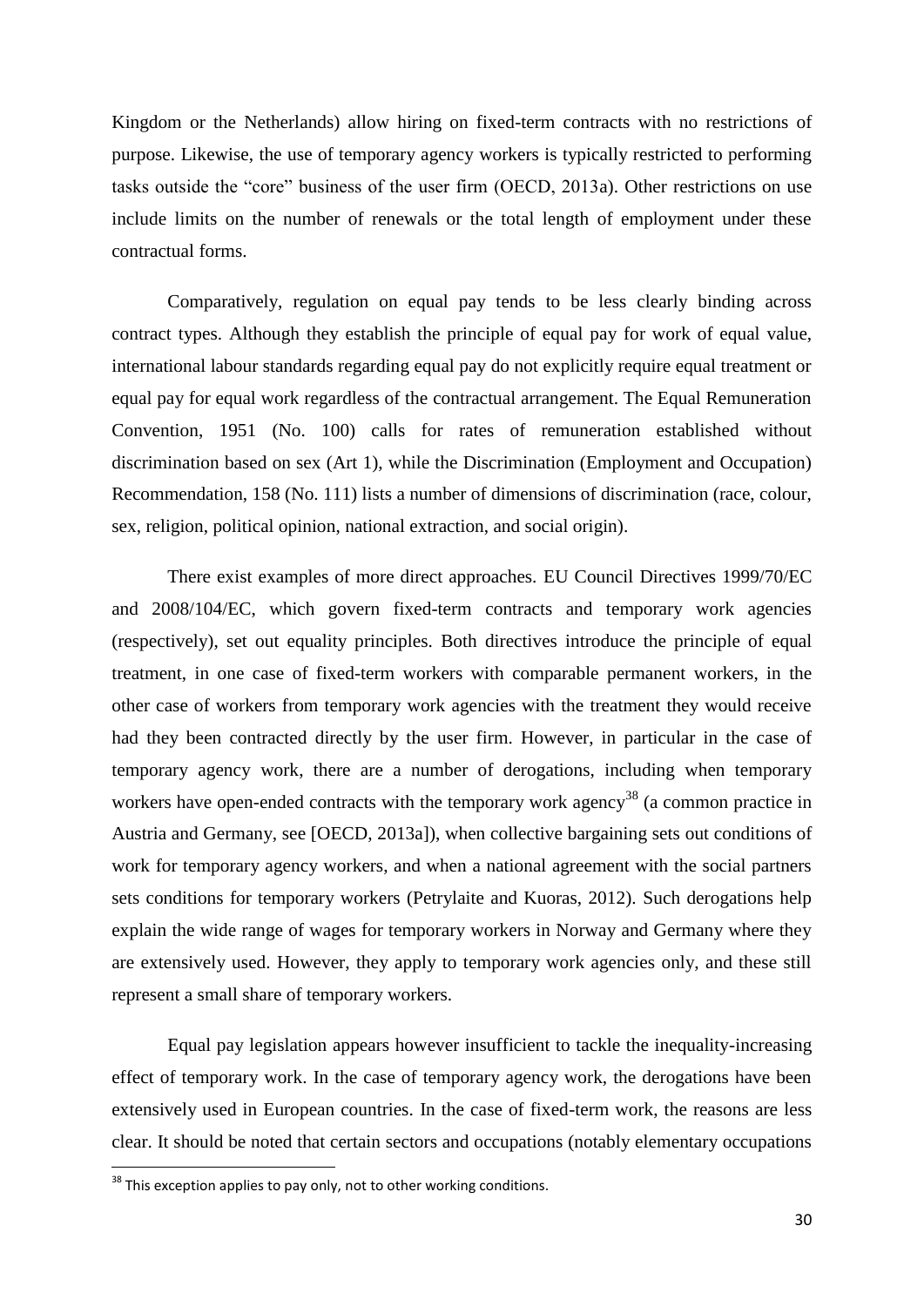Kingdom or the Netherlands) allow hiring on fixed-term contracts with no restrictions of purpose. Likewise, the use of temporary agency workers is typically restricted to performing tasks outside the "core" business of the user firm (OECD, 2013a). Other restrictions on use include limits on the number of renewals or the total length of employment under these contractual forms.

Comparatively, regulation on equal pay tends to be less clearly binding across contract types. Although they establish the principle of equal pay for work of equal value, international labour standards regarding equal pay do not explicitly require equal treatment or equal pay for equal work regardless of the contractual arrangement. The Equal Remuneration Convention, 1951 (No. 100) calls for rates of remuneration established without discrimination based on sex (Art 1), while the Discrimination (Employment and Occupation) Recommendation, 158 (No. 111) lists a number of dimensions of discrimination (race, colour, sex, religion, political opinion, national extraction, and social origin).

There exist examples of more direct approaches. EU Council Directives 1999/70/EC and 2008/104/EC, which govern fixed-term contracts and temporary work agencies (respectively), set out equality principles. Both directives introduce the principle of equal treatment, in one case of fixed-term workers with comparable permanent workers, in the other case of workers from temporary work agencies with the treatment they would receive had they been contracted directly by the user firm. However, in particular in the case of temporary agency work, there are a number of derogations, including when temporary workers have open-ended contracts with the temporary work agency[38] (a common practice in Austria and Germany, see [OECD, 2013a]), when collective bargaining sets out conditions of work for temporary agency workers, and when a national agreement with the social partners sets conditions for temporary workers (Petrylaite and Kuoras, 2012). Such derogations help explain the wide range of wages for temporary workers in Norway and Germany where they are extensively used. However, they apply to temporary work agencies only, and these still represent a small share of temporary workers.

Equal pay legislation appears however insufficient to tackle the inequality-increasing effect of temporary work. In the case of temporary agency work, the derogations have been extensively used in European countries. In the case of fixed-term work, the reasons are less clear. It should be noted that certain sectors and occupations (notably elementary occupations

[38] This exception applies to pay only, not to other working conditions.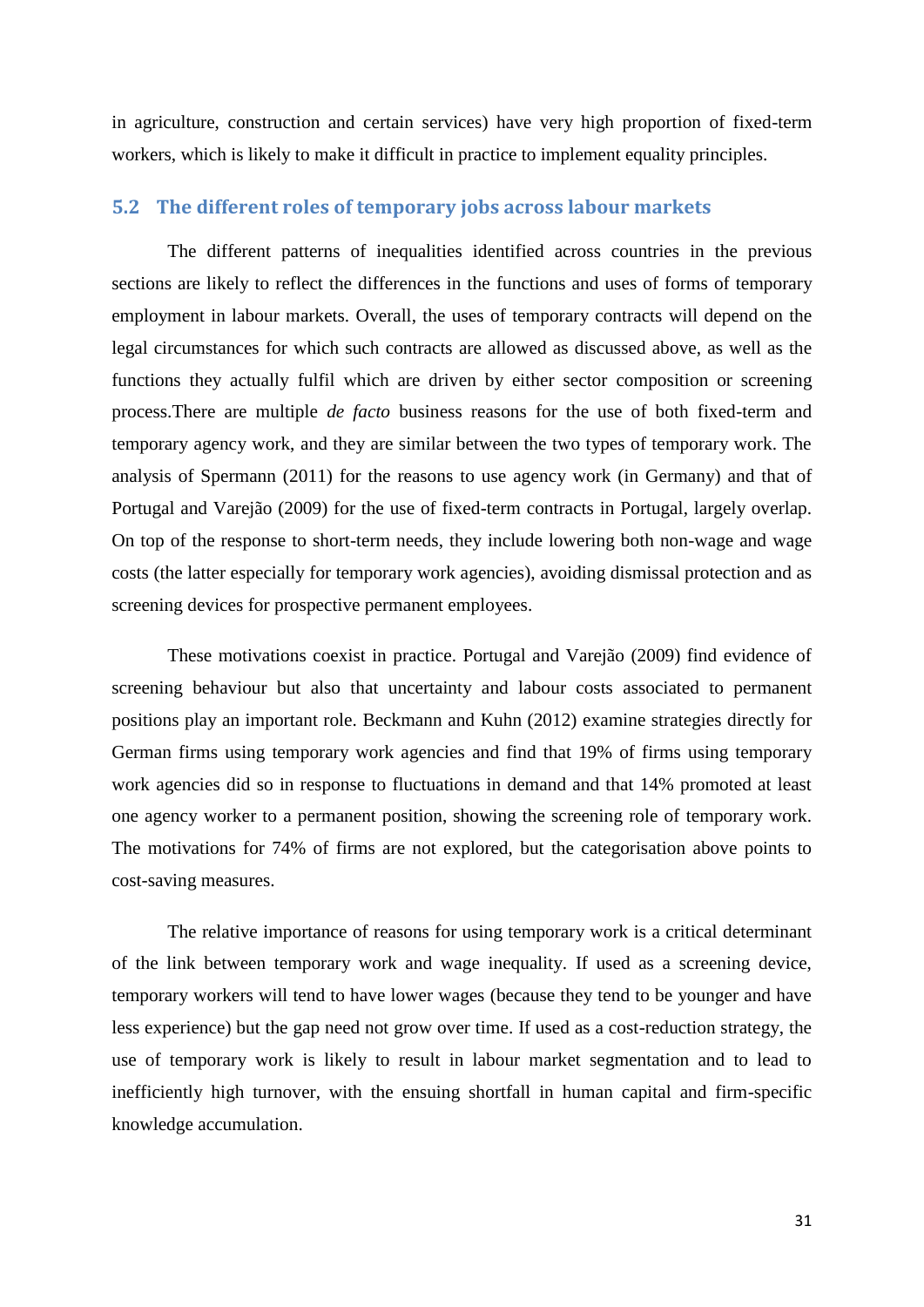in agriculture, construction and certain services) have very high proportion of fixed-term workers, which is likely to make it difficult in practice to implement equality principles.

## 5.2 The different roles of temporary jobs across labour markets

The different patterns of inequalities identified across countries in the previous sections are likely to reflect the differences in the functions and uses of forms of temporary employment in labour markets. Overall, the uses of temporary contracts will depend on the legal circumstances for which such contracts are allowed as discussed above, as well as the functions they actually fulfil which are driven by either sector composition or screening process.There are multiple *de facto* business reasons for the use of both fixed-term and temporary agency work, and they are similar between the two types of temporary work. The analysis of Spermann (2011) for the reasons to use agency work (in Germany) and that of Portugal and Varejão (2009) for the use of fixed-term contracts in Portugal, largely overlap. On top of the response to short-term needs, they include lowering both non-wage and wage costs (the latter especially for temporary work agencies), avoiding dismissal protection and as screening devices for prospective permanent employees.

These motivations coexist in practice. Portugal and Varejão (2009) find evidence of screening behaviour but also that uncertainty and labour costs associated to permanent positions play an important role. Beckmann and Kuhn (2012) examine strategies directly for German firms using temporary work agencies and find that 19% of firms using temporary work agencies did so in response to fluctuations in demand and that 14% promoted at least one agency worker to a permanent position, showing the screening role of temporary work. The motivations for 74% of firms are not explored, but the categorisation above points to cost-saving measures.

The relative importance of reasons for using temporary work is a critical determinant of the link between temporary work and wage inequality. If used as a screening device, temporary workers will tend to have lower wages (because they tend to be younger and have less experience) but the gap need not grow over time. If used as a cost-reduction strategy, the use of temporary work is likely to result in labour market segmentation and to lead to inefficiently high turnover, with the ensuing shortfall in human capital and firm-specific knowledge accumulation.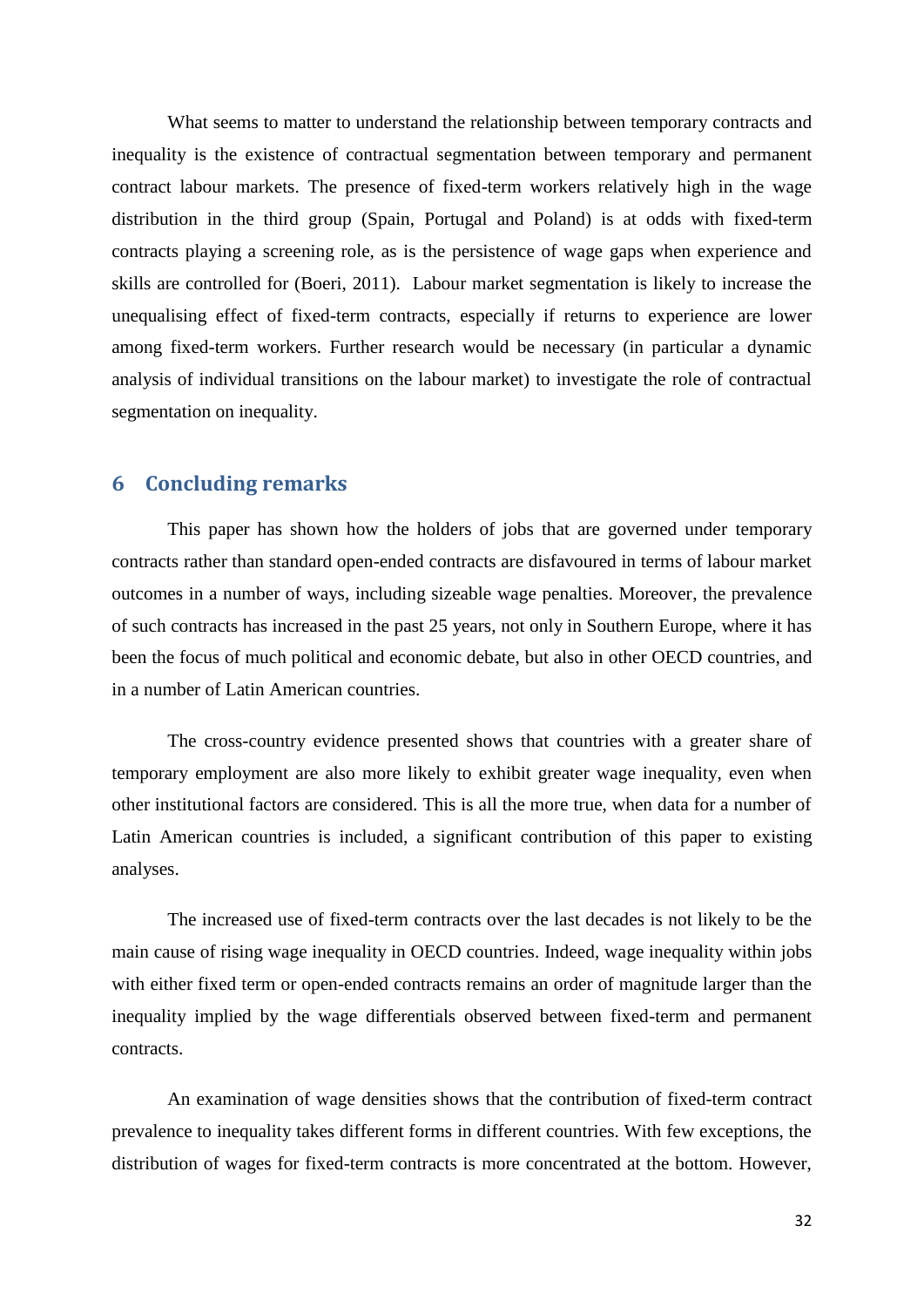What seems to matter to understand the relationship between temporary contracts and inequality is the existence of contractual segmentation between temporary and permanent contract labour markets. The presence of fixed-term workers relatively high in the wage distribution in the third group (Spain, Portugal and Poland) is at odds with fixed-term contracts playing a screening role, as is the persistence of wage gaps when experience and skills are controlled for (Boeri, 2011). Labour market segmentation is likely to increase the unequalising effect of fixed-term contracts, especially if returns to experience are lower among fixed-term workers. Further research would be necessary (in particular a dynamic analysis of individual transitions on the labour market) to investigate the role of contractual segmentation on inequality.

## 6 Concluding remarks

This paper has shown how the holders of jobs that are governed under temporary contracts rather than standard open-ended contracts are disfavoured in terms of labour market outcomes in a number of ways, including sizeable wage penalties. Moreover, the prevalence of such contracts has increased in the past 25 years, not only in Southern Europe, where it has been the focus of much political and economic debate, but also in other OECD countries, and in a number of Latin American countries.

The cross-country evidence presented shows that countries with a greater share of temporary employment are also more likely to exhibit greater wage inequality, even when other institutional factors are considered. This is all the more true, when data for a number of Latin American countries is included, a significant contribution of this paper to existing analyses.

The increased use of fixed-term contracts over the last decades is not likely to be the main cause of rising wage inequality in OECD countries. Indeed, wage inequality within jobs with either fixed term or open-ended contracts remains an order of magnitude larger than the inequality implied by the wage differentials observed between fixed-term and permanent contracts.

An examination of wage densities shows that the contribution of fixed-term contract prevalence to inequality takes different forms in different countries. With few exceptions, the distribution of wages for fixed-term contracts is more concentrated at the bottom. However,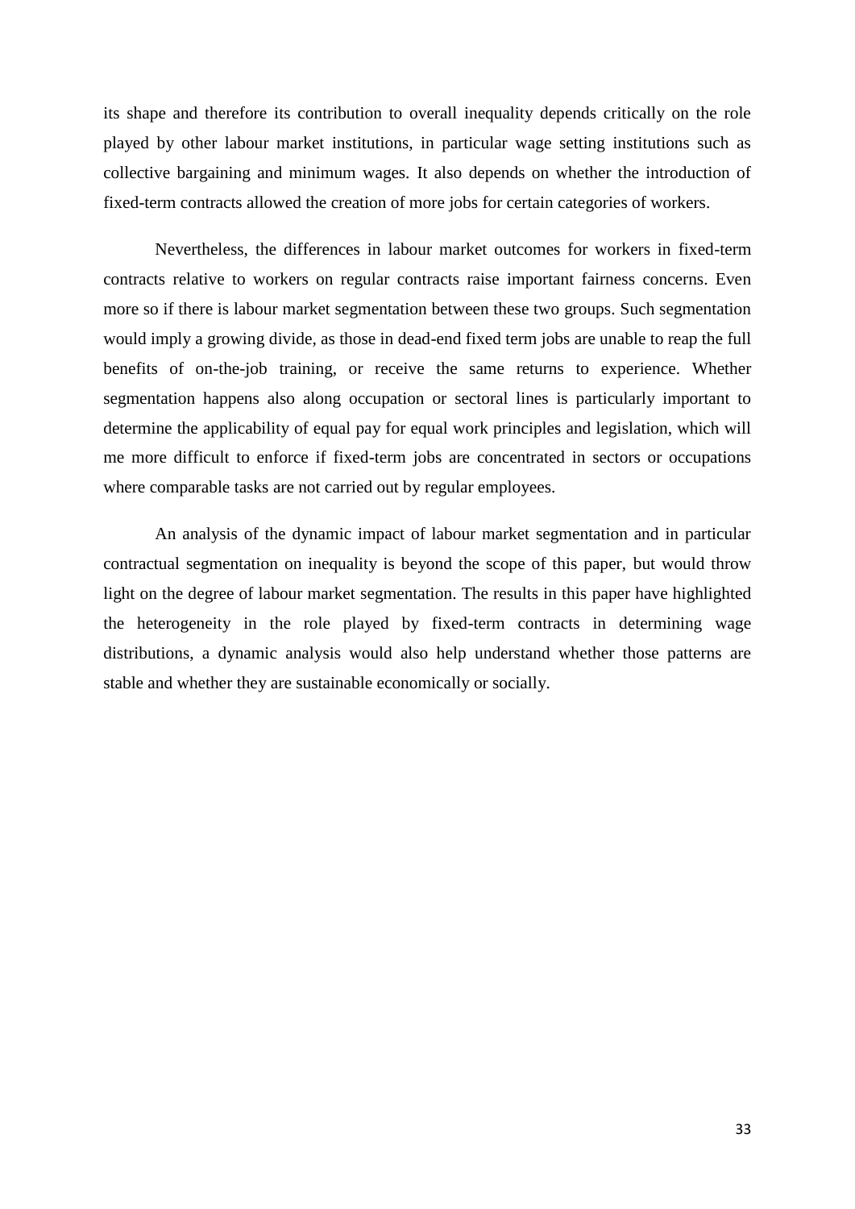its shape and therefore its contribution to overall inequality depends critically on the role played by other labour market institutions, in particular wage setting institutions such as collective bargaining and minimum wages. It also depends on whether the introduction of fixed-term contracts allowed the creation of more jobs for certain categories of workers.

Nevertheless, the differences in labour market outcomes for workers in fixed-term contracts relative to workers on regular contracts raise important fairness concerns. Even more so if there is labour market segmentation between these two groups. Such segmentation would imply a growing divide, as those in dead-end fixed term jobs are unable to reap the full benefits of on-the-job training, or receive the same returns to experience. Whether segmentation happens also along occupation or sectoral lines is particularly important to determine the applicability of equal pay for equal work principles and legislation, which will me more difficult to enforce if fixed-term jobs are concentrated in sectors or occupations where comparable tasks are not carried out by regular employees.

An analysis of the dynamic impact of labour market segmentation and in particular contractual segmentation on inequality is beyond the scope of this paper, but would throw light on the degree of labour market segmentation. The results in this paper have highlighted the heterogeneity in the role played by fixed-term contracts in determining wage distributions, a dynamic analysis would also help understand whether those patterns are stable and whether they are sustainable economically or socially.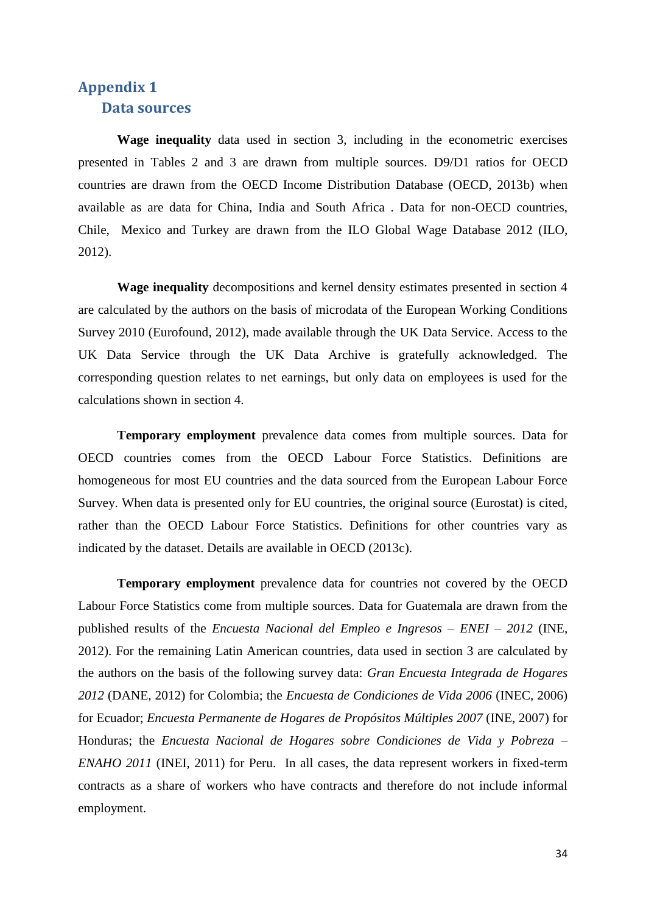# Appendix 1

## Data sources

**Wage inequality** data used in section 3, including in the econometric exercises presented in Tables 2 and 3 are drawn from multiple sources. D9/D1 ratios for OECD countries are drawn from the OECD Income Distribution Database (OECD, 2013b) when available as are data for China, India and South Africa . Data for non-OECD countries, Chile, Mexico and Turkey are drawn from the ILO Global Wage Database 2012 (ILO, 2012).

**Wage inequality** decompositions and kernel density estimates presented in section 4 are calculated by the authors on the basis of microdata of the European Working Conditions Survey 2010 (Eurofound, 2012), made available through the UK Data Service. Access to the UK Data Service through the UK Data Archive is gratefully acknowledged. The corresponding question relates to net earnings, but only data on employees is used for the calculations shown in section 4.

**Temporary employment** prevalence data comes from multiple sources. Data for OECD countries comes from the OECD Labour Force Statistics. Definitions are homogeneous for most EU countries and the data sourced from the European Labour Force Survey. When data is presented only for EU countries, the original source (Eurostat) is cited, rather than the OECD Labour Force Statistics. Definitions for other countries vary as indicated by the dataset. Details are available in OECD (2013c).

**Temporary employment** prevalence data for countries not covered by the OECD Labour Force Statistics come from multiple sources. Data for Guatemala are drawn from the published results of the *Encuesta Nacional del Empleo e Ingresos – ENEI – 2012* (INE, 2012). For the remaining Latin American countries, data used in section 3 are calculated by the authors on the basis of the following survey data: *Gran Encuesta Integrada de Hogares 2012* (DANE, 2012) for Colombia; the *Encuesta de Condiciones de Vida 2006* (INEC, 2006) for Ecuador; *Encuesta Permanente de Hogares de Propósitos Múltiples 2007* (INE, 2007) for Honduras; the *Encuesta Nacional de Hogares sobre Condiciones de Vida y Pobreza – ENAHO 2011* (INEI, 2011) for Peru. In all cases, the data represent workers in fixed-term contracts as a share of workers who have contracts and therefore do not include informal employment.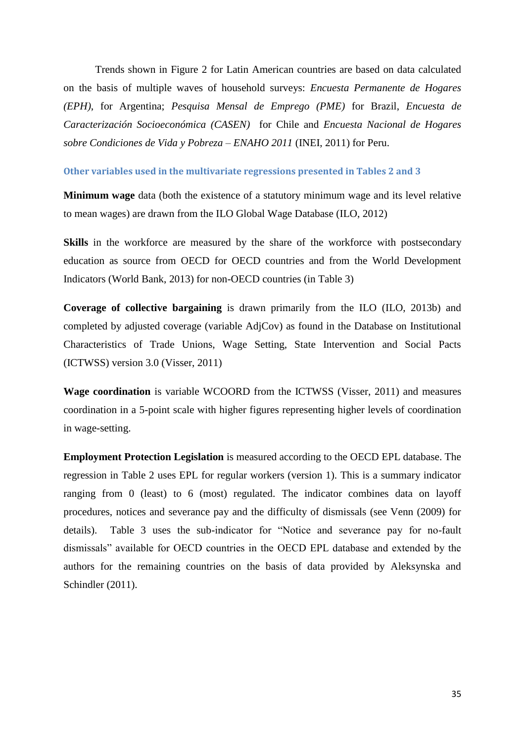Trends shown in Figure 2 for Latin American countries are based on data calculated on the basis of multiple waves of household surveys: *Encuesta Permanente de Hogares (EPH)*, for Argentina; *Pesquisa Mensal de Emprego (PME)* for Brazil, *Encuesta de Caracterización Socioeconómica (CASEN)* for Chile and *Encuesta Nacional de Hogares sobre Condiciones de Vida y Pobreza – ENAHO 2011* (INEI, 2011) for Peru.

### Other variables used in the multivariate regressions presented in Tables 2 and 3

**Minimum wage** data (both the existence of a statutory minimum wage and its level relative to mean wages) are drawn from the ILO Global Wage Database (ILO, 2012)

**Skills** in the workforce are measured by the share of the workforce with postsecondary education as source from OECD for OECD countries and from the World Development Indicators (World Bank, 2013) for non-OECD countries (in Table 3)

**Coverage of collective bargaining** is drawn primarily from the ILO (ILO, 2013b) and completed by adjusted coverage (variable AdjCov) as found in the Database on Institutional Characteristics of Trade Unions, Wage Setting, State Intervention and Social Pacts (ICTWSS) version 3.0 (Visser, 2011)

**Wage coordination** is variable WCOORD from the ICTWSS (Visser, 2011) and measures coordination in a 5-point scale with higher figures representing higher levels of coordination in wage-setting.

**Employment Protection Legislation** is measured according to the OECD EPL database. The regression in Table 2 uses EPL for regular workers (version 1). This is a summary indicator ranging from 0 (least) to 6 (most) regulated. The indicator combines data on layoff procedures, notices and severance pay and the difficulty of dismissals (see Venn (2009) for details). Table 3 uses the sub-indicator for "Notice and severance pay for no-fault dismissals" available for OECD countries in the OECD EPL database and extended by the authors for the remaining countries on the basis of data provided by Aleksynska and Schindler (2011).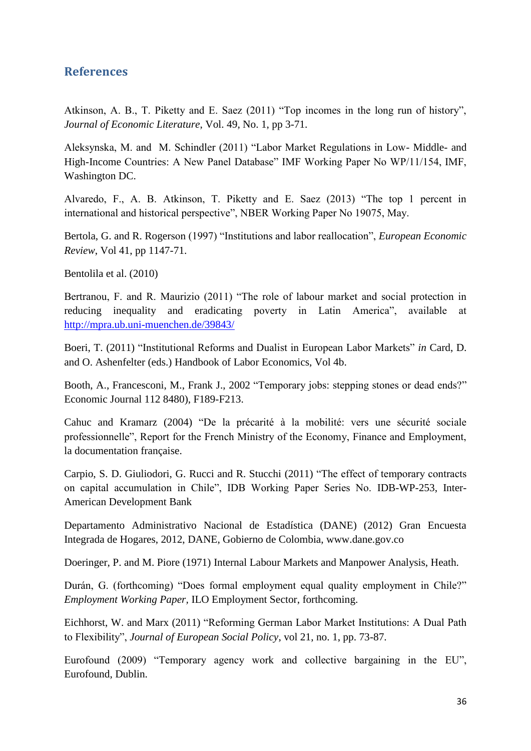## References

Atkinson, A. B., T. Piketty and E. Saez (2011) "Top incomes in the long run of history", *Journal of Economic Literature*, Vol. 49, No. 1, pp 3-71.

Aleksynska, M. and M. Schindler (2011) "Labor Market Regulations in Low- Middle- and High-Income Countries: A New Panel Database" IMF Working Paper No WP/11/154, IMF, Washington DC.

Alvaredo, F., A. B. Atkinson, T. Piketty and E. Saez (2013) "The top 1 percent in international and historical perspective", NBER Working Paper No 19075, May.

Bertola, G. and R. Rogerson (1997) "Institutions and labor reallocation", *European Economic Review*, Vol 41, pp 1147-71.

Bentolila et al. (2010)

Bertranou, F. and R. Maurizio (2011) "The role of labour market and social protection in reducing inequality and eradicating poverty in Latin America", available at http://mpra.ub.uni-muenchen.de/39843/

Boeri, T. (2011) "Institutional Reforms and Dualist in European Labor Markets" *in* Card, D. and O. Ashenfelter (eds.) Handbook of Labor Economics, Vol 4b.

Booth, A., Francesconi, M., Frank J., 2002 "Temporary jobs: stepping stones or dead ends?" Economic Journal 112 8480), F189-F213.

Cahuc and Kramarz (2004) "De la précarité à la mobilité: vers une sécurité sociale professionnelle", Report for the French Ministry of the Economy, Finance and Employment, la documentation française.

Carpio, S. D. Giuliodori, G. Rucci and R. Stucchi (2011) "The effect of temporary contracts on capital accumulation in Chile", IDB Working Paper Series No. IDB-WP-253, Inter-American Development Bank

Departamento Administrativo Nacional de Estadística (DANE) (2012) Gran Encuesta Integrada de Hogares, 2012, DANE, Gobierno de Colombia, www.dane.gov.co

Doeringer, P. and M. Piore (1971) Internal Labour Markets and Manpower Analysis, Heath.

Durán, G. (forthcoming) "Does formal employment equal quality employment in Chile?" *Employment Working Paper*, ILO Employment Sector, forthcoming.

Eichhorst, W. and Marx (2011) "Reforming German Labor Market Institutions: A Dual Path to Flexibility", *Journal of European Social Policy*, vol 21, no. 1, pp. 73-87.

Eurofound (2009) "Temporary agency work and collective bargaining in the EU", Eurofound, Dublin.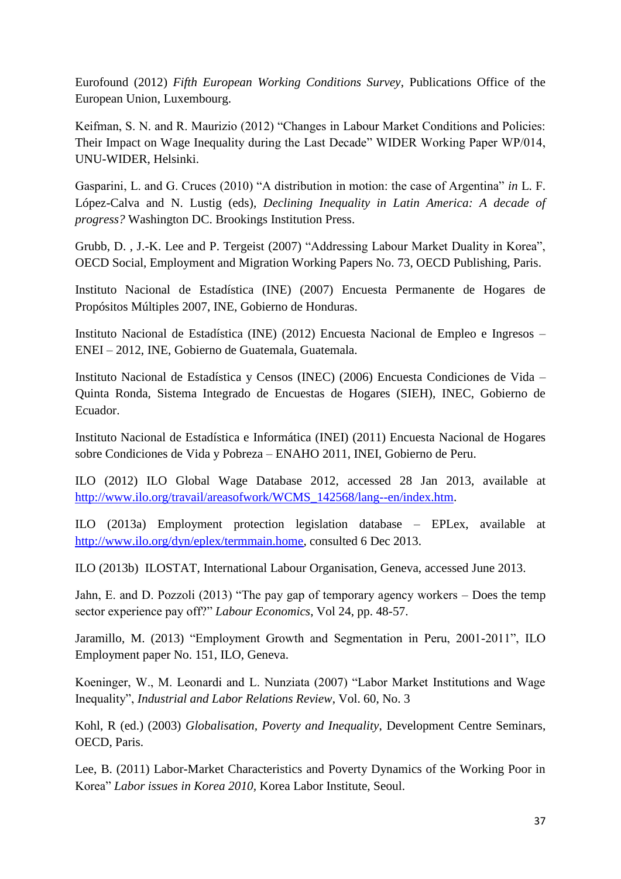Eurofound (2012) *Fifth European Working Conditions Survey*, Publications Office of the European Union, Luxembourg.

Keifman, S. N. and R. Maurizio (2012) "Changes in Labour Market Conditions and Policies: Their Impact on Wage Inequality during the Last Decade" WIDER Working Paper WP/014, UNU-WIDER, Helsinki.

Gasparini, L. and G. Cruces (2010) "A distribution in motion: the case of Argentina" *in* L. F. López-Calva and N. Lustig (eds), *Declining Inequality in Latin America: A decade of progress?* Washington DC. Brookings Institution Press.

Grubb, D. , J.-K. Lee and P. Tergeist (2007) "Addressing Labour Market Duality in Korea", OECD Social, Employment and Migration Working Papers No. 73, OECD Publishing, Paris.

Instituto Nacional de Estadística (INE) (2007) Encuesta Permanente de Hogares de Propósitos Múltiples 2007, INE, Gobierno de Honduras.

Instituto Nacional de Estadística (INE) (2012) Encuesta Nacional de Empleo e Ingresos – ENEI – 2012, INE, Gobierno de Guatemala, Guatemala.

Instituto Nacional de Estadística y Censos (INEC) (2006) Encuesta Condiciones de Vida – Quinta Ronda, Sistema Integrado de Encuestas de Hogares (SIEH), INEC, Gobierno de Ecuador.

Instituto Nacional de Estadística e Informática (INEI) (2011) Encuesta Nacional de Hogares sobre Condiciones de Vida y Pobreza – ENAHO 2011, INEI, Gobierno de Peru.

ILO (2012) ILO Global Wage Database 2012, accessed 28 Jan 2013, available at http://www.ilo.org/travail/areasofwork/WCMS_142568/lang--en/index.htm.

ILO (2013a) Employment protection legislation database – EPLex, available at http://www.ilo.org/dyn/eplex/termmain.home, consulted 6 Dec 2013.

ILO (2013b) ILOSTAT, International Labour Organisation, Geneva, accessed June 2013.

Jahn, E. and D. Pozzoli (2013) "The pay gap of temporary agency workers – Does the temp sector experience pay off?" *Labour Economics*, Vol 24, pp. 48-57.

Jaramillo, M. (2013) "Employment Growth and Segmentation in Peru, 2001-2011", ILO Employment paper No. 151, ILO, Geneva.

Koeninger, W., M. Leonardi and L. Nunziata (2007) "Labor Market Institutions and Wage Inequality", *Industrial and Labor Relations Review*, Vol. 60, No. 3

Kohl, R (ed.) (2003) *Globalisation, Poverty and Inequality*, Development Centre Seminars, OECD, Paris.

Lee, B. (2011) Labor-Market Characteristics and Poverty Dynamics of the Working Poor in Korea" *Labor issues in Korea 2010*, Korea Labor Institute, Seoul.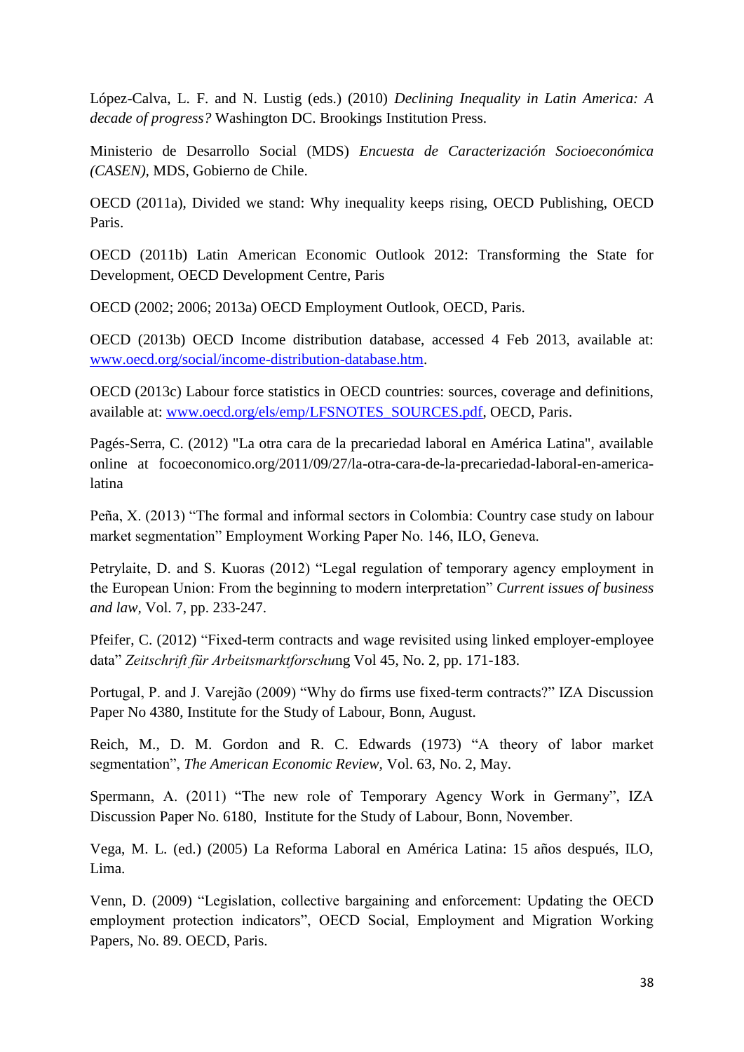López-Calva, L. F. and N. Lustig (eds.) (2010) *Declining Inequality in Latin America: A decade of progress?* Washington DC. Brookings Institution Press.

Ministerio de Desarrollo Social (MDS) *Encuesta de Caracterización Socioeconómica (CASEN)*, MDS, Gobierno de Chile.

OECD (2011a), Divided we stand: Why inequality keeps rising, OECD Publishing, OECD Paris.

OECD (2011b) Latin American Economic Outlook 2012: Transforming the State for Development, OECD Development Centre, Paris

OECD (2002; 2006; 2013a) OECD Employment Outlook, OECD, Paris.

OECD (2013b) OECD Income distribution database, accessed 4 Feb 2013, available at: www.oecd.org/social/income-distribution-database.htm.

OECD (2013c) Labour force statistics in OECD countries: sources, coverage and definitions, available at: www.oecd.org/els/emp/LFSNOTES_SOURCES.pdf, OECD, Paris.

Pagés-Serra, C. (2012) "La otra cara de la precariedad laboral en América Latina", available online at focoeconomico.org/2011/09/27/la-otra-cara-de-la-precariedad-laboral-en-america-latina

Peña, X. (2013) "The formal and informal sectors in Colombia: Country case study on labour market segmentation" Employment Working Paper No. 146, ILO, Geneva.

Petrylaite, D. and S. Kuoras (2012) "Legal regulation of temporary agency employment in the European Union: From the beginning to modern interpretation" *Current issues of business and law*, Vol. 7, pp. 233-247.

Pfeifer, C. (2012) "Fixed-term contracts and wage revisited using linked employer-employee data" *Zeitschrift für Arbeitsmarktforschu*ng Vol 45, No. 2, pp. 171-183.

Portugal, P. and J. Varejão (2009) "Why do firms use fixed-term contracts?" IZA Discussion Paper No 4380, Institute for the Study of Labour, Bonn, August.

Reich, M., D. M. Gordon and R. C. Edwards (1973) "A theory of labor market segmentation", *The American Economic Review*, Vol. 63, No. 2, May.

Spermann, A. (2011) "The new role of Temporary Agency Work in Germany", IZA Discussion Paper No. 6180, Institute for the Study of Labour, Bonn, November.

Vega, M. L. (ed.) (2005) La Reforma Laboral en América Latina: 15 años después, ILO, Lima.

Venn, D. (2009) "Legislation, collective bargaining and enforcement: Updating the OECD employment protection indicators", OECD Social, Employment and Migration Working Papers, No. 89. OECD, Paris.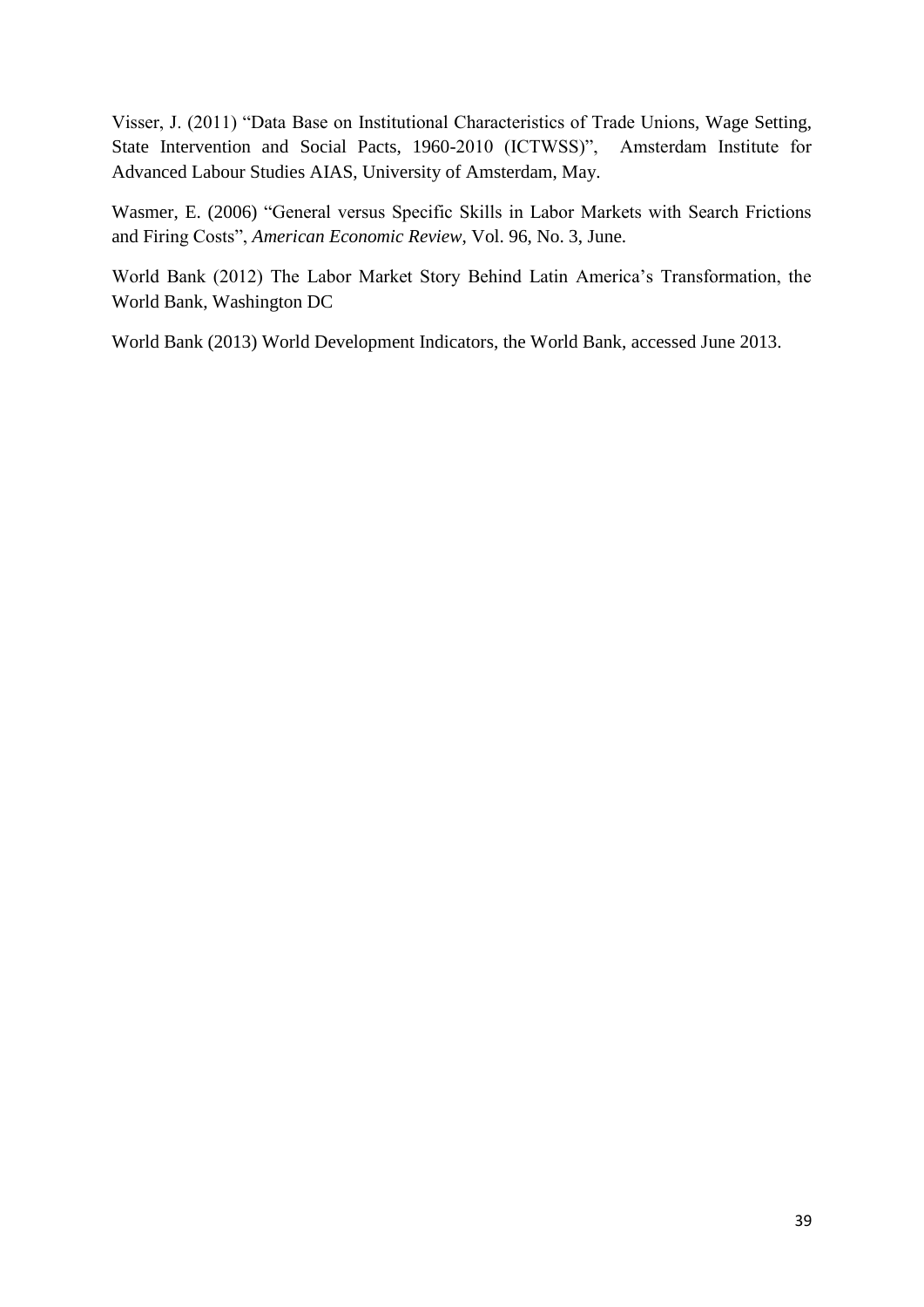Visser, J. (2011) "Data Base on Institutional Characteristics of Trade Unions, Wage Setting, State Intervention and Social Pacts, 1960-2010 (ICTWSS)", Amsterdam Institute for Advanced Labour Studies AIAS, University of Amsterdam, May.

Wasmer, E. (2006) "General versus Specific Skills in Labor Markets with Search Frictions and Firing Costs", *American Economic Review*, Vol. 96, No. 3, June.

World Bank (2012) The Labor Market Story Behind Latin America's Transformation, the World Bank, Washington DC

World Bank (2013) World Development Indicators, the World Bank, accessed June 2013.